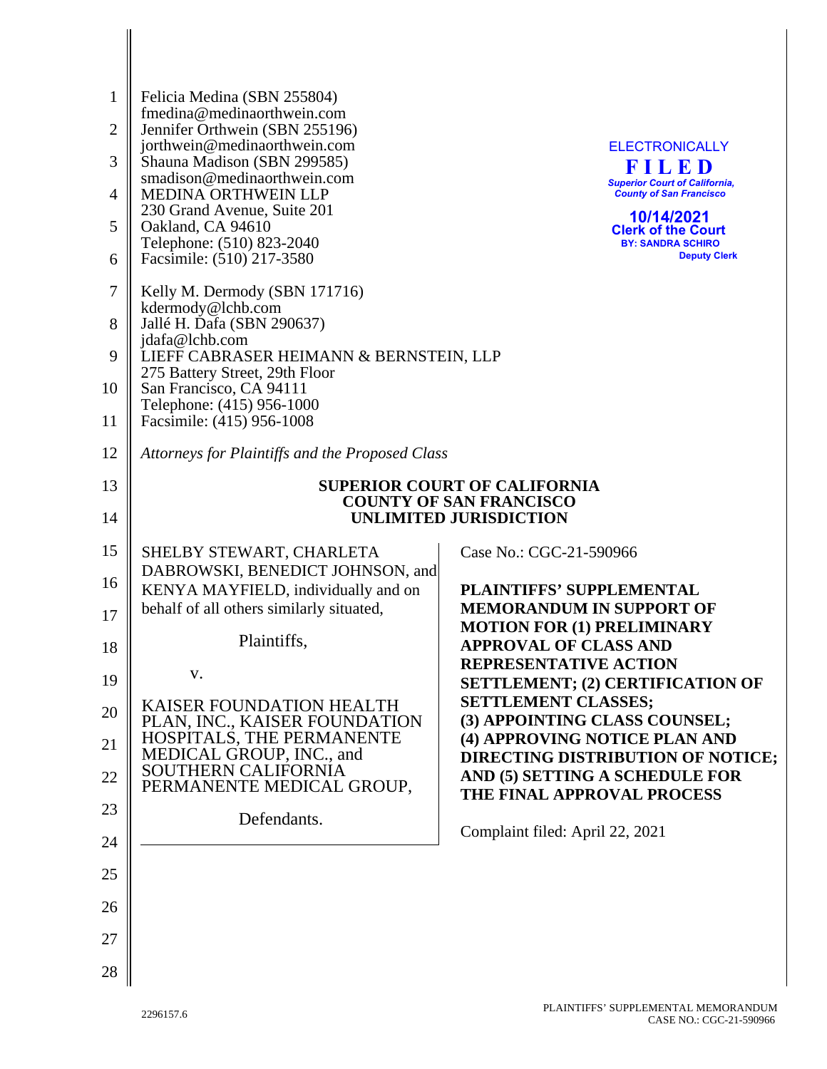Felicia Medina (SBN 255804)
fmedina@medinaorthwein.com
Jennifer Orthwein (SBN 255196)
jorthwein@medinaorthwein.com
Shauna Madison (SBN 299585)
smadison@medinaorthwein.com
MEDINA ORTHWEIN LLP
230 Grand Avenue, Suite 201
Oakland, CA 94610
Telephone: (510) 823-2040
Facsimile: (510) 217-3580

ELECTRONICALLY
**FILED**
*Superior Court of California, County of San Francisco*
**10/14/2021**
**Clerk of the Court**
**BY: SANDRA SCHIRO**
**Deputy Clerk**

Kelly M. Dermody (SBN 171716)
kdermody@lchb.com
Jallé H. Dafa (SBN 290637)
jdafa@lchb.com
LIEFF CABRASER HEIMANN & BERNSTEIN, LLP
275 Battery Street, 29th Floor
San Francisco, CA 94111
Telephone: (415) 956-1000
Facsimile: (415) 956-1008

*Attorneys for Plaintiffs and the Proposed Class*

**SUPERIOR COURT OF CALIFORNIA**
**COUNTY OF SAN FRANCISCO**
**UNLIMITED JURISDICTION**

SHELBY STEWART, CHARLETA DABROWSKI, BENEDICT JOHNSON, and KENYA MAYFIELD, individually and on behalf of all others similarly situated,

Plaintiffs,

v.

KAISER FOUNDATION HEALTH PLAN, INC., KAISER FOUNDATION HOSPITALS, THE PERMANENTE MEDICAL GROUP, INC., and SOUTHERN CALIFORNIA PERMANENTE MEDICAL GROUP,

Defendants.

Case No.: CGC-21-590966

**PLAINTIFFS' SUPPLEMENTAL MEMORANDUM IN SUPPORT OF MOTION FOR (1) PRELIMINARY APPROVAL OF CLASS AND REPRESENTATIVE ACTION SETTLEMENT; (2) CERTIFICATION OF SETTLEMENT CLASSES; (3) APPOINTING CLASS COUNSEL; (4) APPROVING NOTICE PLAN AND DIRECTING DISTRIBUTION OF NOTICE; AND (5) SETTING A SCHEDULE FOR THE FINAL APPROVAL PROCESS**

Complaint filed: April 22, 2021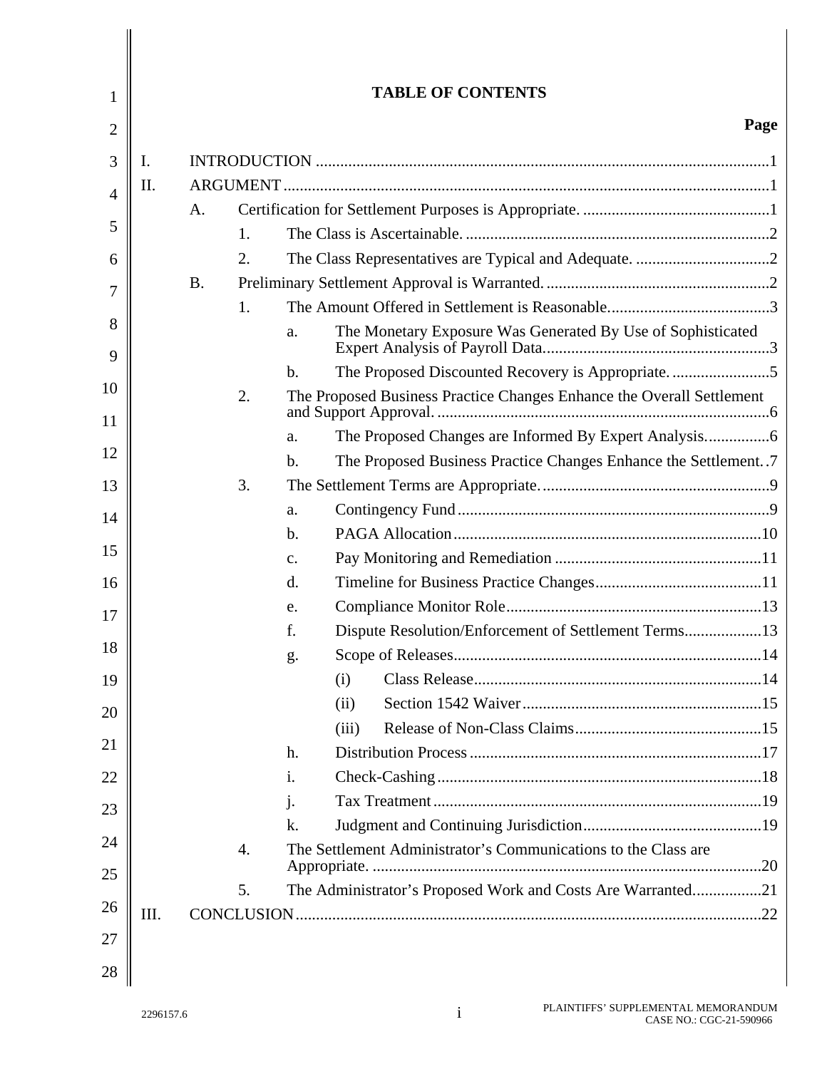# TABLE OF CONTENTS

**Page**

I. INTRODUCTION .......... 1

II. ARGUMENT .......... 1

- A. Certification for Settlement Purposes is Appropriate. .......... 1
  - 1. The Class is Ascertainable. .......... 2
  - 2. The Class Representatives are Typical and Adequate. .......... 2
- B. Preliminary Settlement Approval is Warranted. .......... 2
  - 1. The Amount Offered in Settlement is Reasonable. .......... 3
    - a. The Monetary Exposure Was Generated By Use of Sophisticated Expert Analysis of Payroll Data. .......... 3
    - b. The Proposed Discounted Recovery is Appropriate. .......... 5
  - 2. The Proposed Business Practice Changes Enhance the Overall Settlement and Support Approval. .......... 6
    - a. The Proposed Changes are Informed By Expert Analysis. .......... 6
    - b. The Proposed Business Practice Changes Enhance the Settlement. .......... 7
  - 3. The Settlement Terms are Appropriate. .......... 9
    - a. Contingency Fund .......... 9
    - b. PAGA Allocation .......... 10
    - c. Pay Monitoring and Remediation .......... 11
    - d. Timeline for Business Practice Changes .......... 11
    - e. Compliance Monitor Role .......... 13
    - f. Dispute Resolution/Enforcement of Settlement Terms .......... 13
    - g. Scope of Releases .......... 14
      - (i) Class Release .......... 14
      - (ii) Section 1542 Waiver .......... 15
      - (iii) Release of Non-Class Claims .......... 15
    - h. Distribution Process .......... 17
    - i. Check-Cashing .......... 18
    - j. Tax Treatment .......... 19
    - k. Judgment and Continuing Jurisdiction .......... 19
  - 4. The Settlement Administrator's Communications to the Class are Appropriate. .......... 20
  - 5. The Administrator's Proposed Work and Costs Are Warranted. .......... 21

III. CONCLUSION .......... 22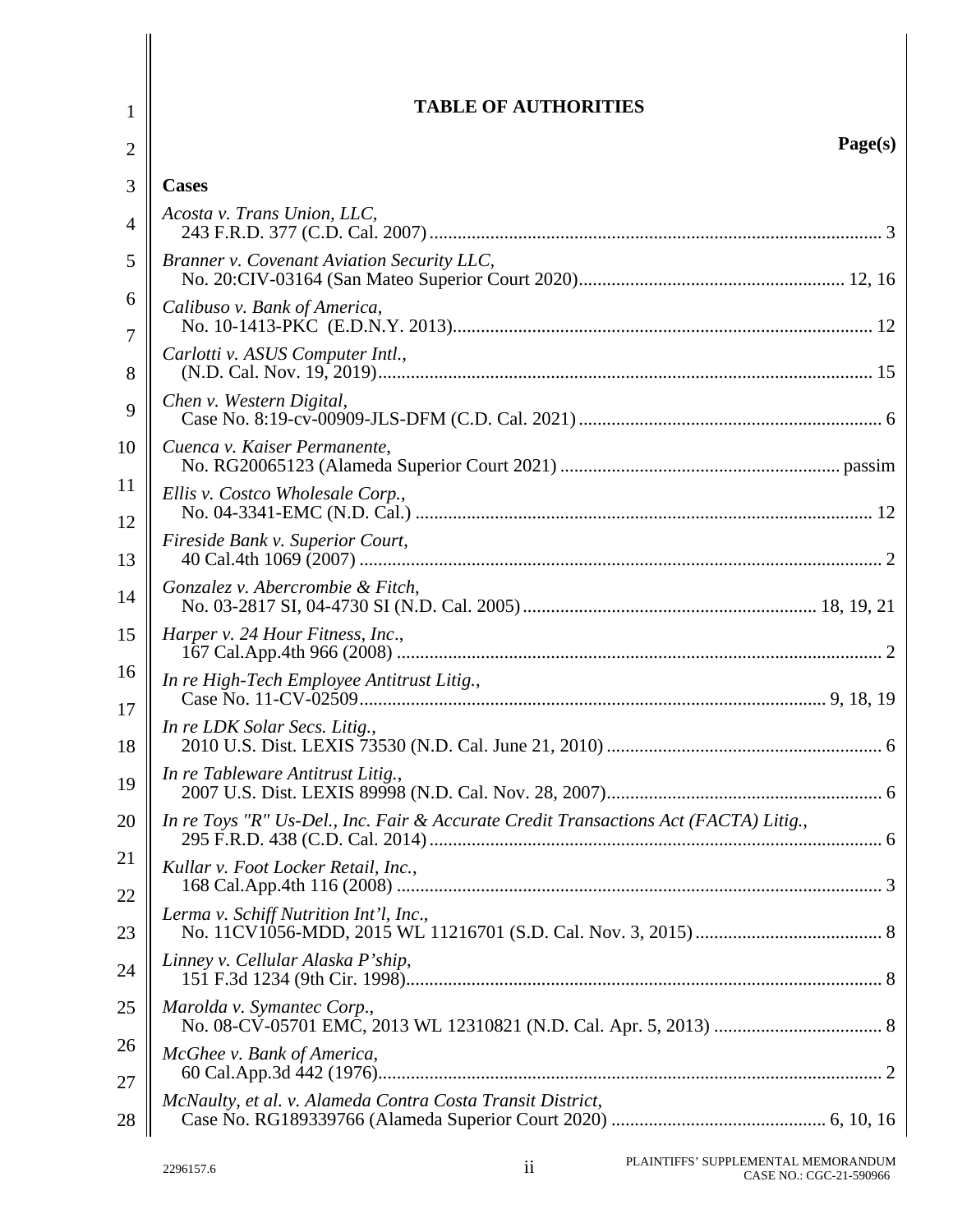# TABLE OF AUTHORITIES

**Page(s)**

**Cases**

*Acosta v. Trans Union, LLC*,
243 F.R.D. 377 (C.D. Cal. 2007) ........................................ 3

*Branner v. Covenant Aviation Security LLC*,
No. 20:CIV-03164 (San Mateo Superior Court 2020) ........................................ 12, 16

*Calibuso v. Bank of America*,
No. 10-1413-PKC (E.D.N.Y. 2013) ........................................ 12

*Carlotti v. ASUS Computer Intl.*,
(N.D. Cal. Nov. 19, 2019) ........................................ 15

*Chen v. Western Digital*,
Case No. 8:19-cv-00909-JLS-DFM (C.D. Cal. 2021) ........................................ 6

*Cuenca v. Kaiser Permanente*,
No. RG20065123 (Alameda Superior Court 2021) ........................................ passim

*Ellis v. Costco Wholesale Corp.*,
No. 04-3341-EMC (N.D. Cal.) ........................................ 12

*Fireside Bank v. Superior Court*,
40 Cal.4th 1069 (2007) ........................................ 2

*Gonzalez v. Abercrombie & Fitch*,
No. 03-2817 SI, 04-4730 SI (N.D. Cal. 2005) ........................................ 18, 19, 21

*Harper v. 24 Hour Fitness, Inc*.,
167 Cal.App.4th 966 (2008) ........................................ 2

*In re High-Tech Employee Antitrust Litig.*,
Case No. 11-CV-02509 ........................................ 9, 18, 19

*In re LDK Solar Secs. Litig.*,
2010 U.S. Dist. LEXIS 73530 (N.D. Cal. June 21, 2010) ........................................ 6

*In re Tableware Antitrust Litig.*,
2007 U.S. Dist. LEXIS 89998 (N.D. Cal. Nov. 28, 2007) ........................................ 6

*In re Toys "R" Us-Del., Inc. Fair & Accurate Credit Transactions Act (FACTA) Litig.*,
295 F.R.D. 438 (C.D. Cal. 2014) ........................................ 6

*Kullar v. Foot Locker Retail, Inc.*,
168 Cal.App.4th 116 (2008) ........................................ 3

*Lerma v. Schiff Nutrition Int'l, Inc*.,
No. 11CV1056-MDD, 2015 WL 11216701 (S.D. Cal. Nov. 3, 2015) ........................................ 8

*Linney v. Cellular Alaska P'ship*,
151 F.3d 1234 (9th Cir. 1998) ........................................ 8

*Marolda v. Symantec Corp*.,
No. 08-CV-05701 EMC, 2013 WL 12310821 (N.D. Cal. Apr. 5, 2013) ........................................ 8

*McGhee v. Bank of America*,
60 Cal.App.3d 442 (1976) ........................................ 2

*McNaulty, et al. v. Alameda Contra Costa Transit District*,
Case No. RG189339766 (Alameda Superior Court 2020) ........................................ 6, 10, 16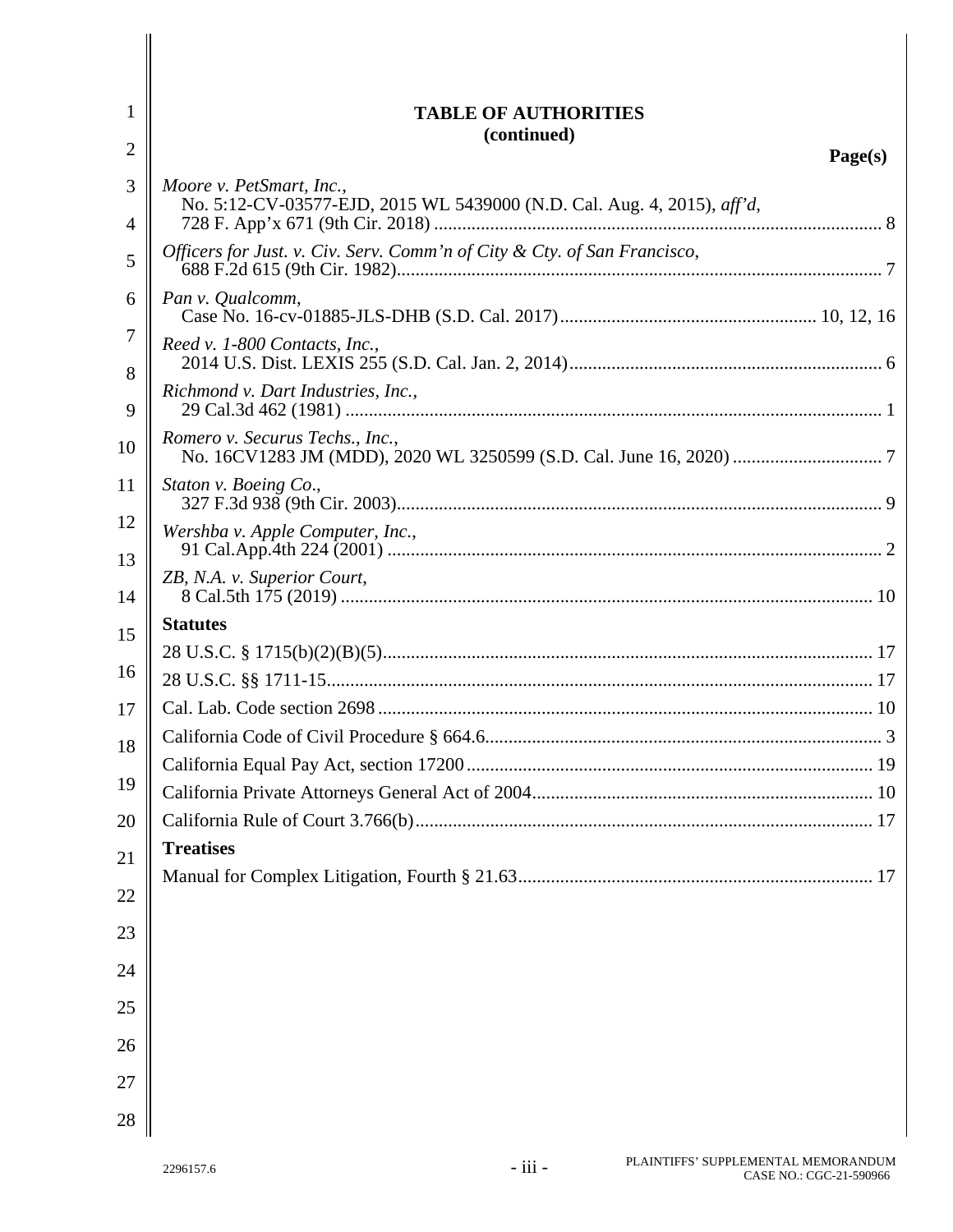**TABLE OF AUTHORITIES**
**(continued)**

**Page(s)**

*Moore v. PetSmart, Inc.*,
No. 5:12-CV-03577-EJD, 2015 WL 5439000 (N.D. Cal. Aug. 4, 2015), *aff'd*,
728 F. App'x 671 (9th Cir. 2018) ........................................................................................ 8

*Officers for Just. v. Civ. Serv. Comm'n of City & Cty. of San Francisco*,
688 F.2d 615 (9th Cir. 1982)................................................................................................. 7

*Pan v. Qualcomm*,
Case No. 16-cv-01885-JLS-DHB (S.D. Cal. 2017)........................................................ 10, 12, 16

*Reed v. 1-800 Contacts, Inc.*,
2014 U.S. Dist. LEXIS 255 (S.D. Cal. Jan. 2, 2014)........................................................... 6

*Richmond v. Dart Industries, Inc.*,
29 Cal.3d 462 (1981) ............................................................................................................ 1

*Romero v. Securus Techs., Inc.*,
No. 16CV1283 JM (MDD), 2020 WL 3250599 (S.D. Cal. June 16, 2020) ........................ 7

*Staton v. Boeing Co*.,
327 F.3d 938 (9th Cir. 2003)................................................................................................. 9

*Wershba v. Apple Computer, Inc.*,
91 Cal.App.4th 224 (2001) ................................................................................................... 2

*ZB, N.A. v. Superior Court*,
8 Cal.5th 175 (2019) ........................................................................................................... 10

**Statutes**

28 U.S.C. § 1715(b)(2)(B)(5)................................................................................................ 17

28 U.S.C. §§ 1711-15............................................................................................................ 17

Cal. Lab. Code section 2698 .................................................................................................. 10

California Code of Civil Procedure § 664.6............................................................................ 3

California Equal Pay Act, section 17200 ............................................................................... 19

California Private Attorneys General Act of 2004................................................................. 10

California Rule of Court 3.766(b).......................................................................................... 17

**Treatises**

Manual for Complex Litigation, Fourth § 21.63.................................................................... 17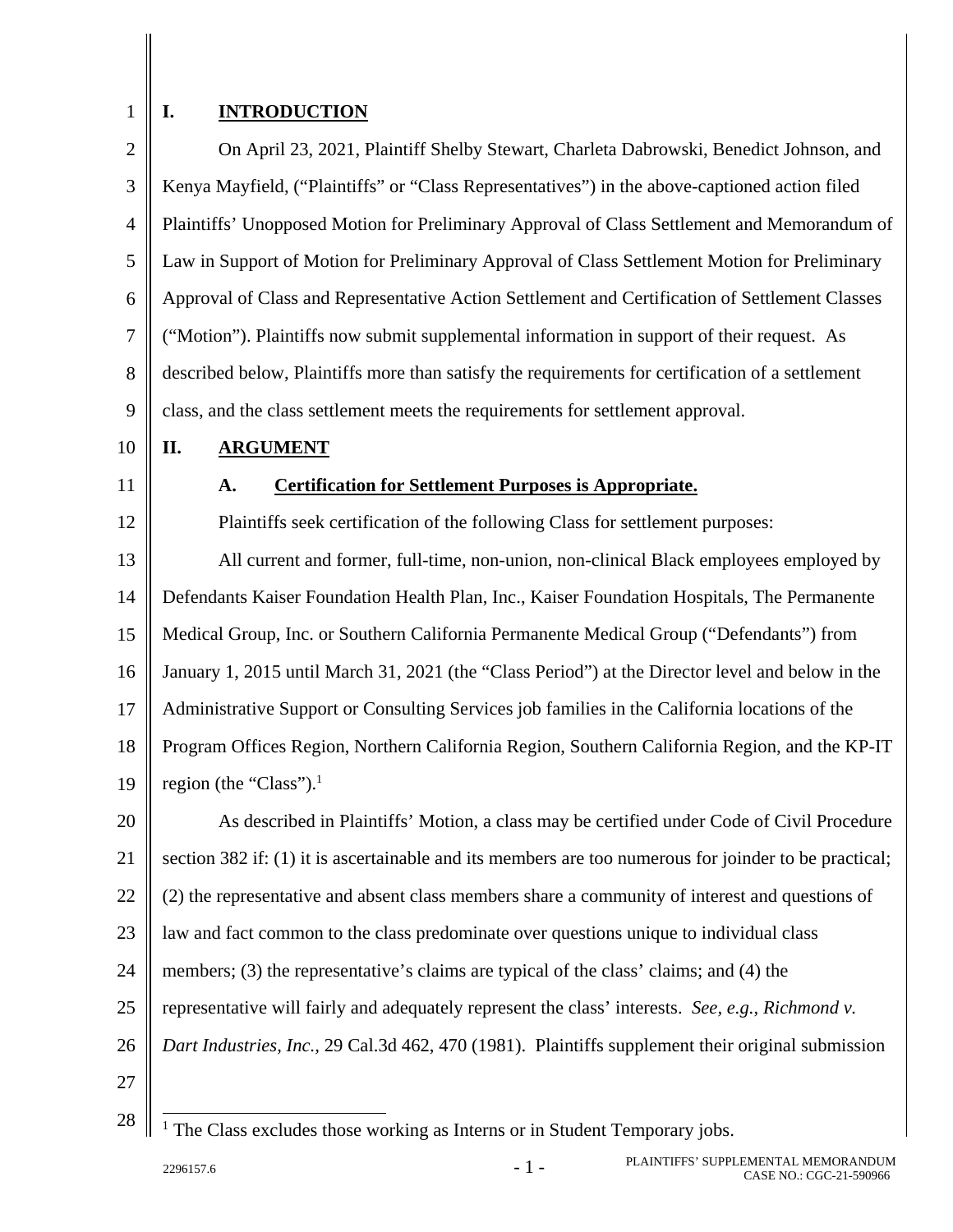## I. INTRODUCTION

On April 23, 2021, Plaintiff Shelby Stewart, Charleta Dabrowski, Benedict Johnson, and Kenya Mayfield, ("Plaintiffs" or "Class Representatives") in the above-captioned action filed Plaintiffs' Unopposed Motion for Preliminary Approval of Class Settlement and Memorandum of Law in Support of Motion for Preliminary Approval of Class Settlement Motion for Preliminary Approval of Class and Representative Action Settlement and Certification of Settlement Classes ("Motion"). Plaintiffs now submit supplemental information in support of their request. As described below, Plaintiffs more than satisfy the requirements for certification of a settlement class, and the class settlement meets the requirements for settlement approval.

## II. ARGUMENT

### A. Certification for Settlement Purposes is Appropriate.

Plaintiffs seek certification of the following Class for settlement purposes:

All current and former, full-time, non-union, non-clinical Black employees employed by Defendants Kaiser Foundation Health Plan, Inc., Kaiser Foundation Hospitals, The Permanente Medical Group, Inc. or Southern California Permanente Medical Group ("Defendants") from January 1, 2015 until March 31, 2021 (the "Class Period") at the Director level and below in the Administrative Support or Consulting Services job families in the California locations of the Program Offices Region, Northern California Region, Southern California Region, and the KP-IT region (the "Class").[1]

As described in Plaintiffs' Motion, a class may be certified under Code of Civil Procedure section 382 if: (1) it is ascertainable and its members are too numerous for joinder to be practical; (2) the representative and absent class members share a community of interest and questions of law and fact common to the class predominate over questions unique to individual class members; (3) the representative's claims are typical of the class' claims; and (4) the representative will fairly and adequately represent the class' interests. *See, e.g.*, *Richmond v. Dart Industries, Inc.,* 29 Cal.3d 462, 470 (1981). Plaintiffs supplement their original submission

[1] The Class excludes those working as Interns or in Student Temporary jobs.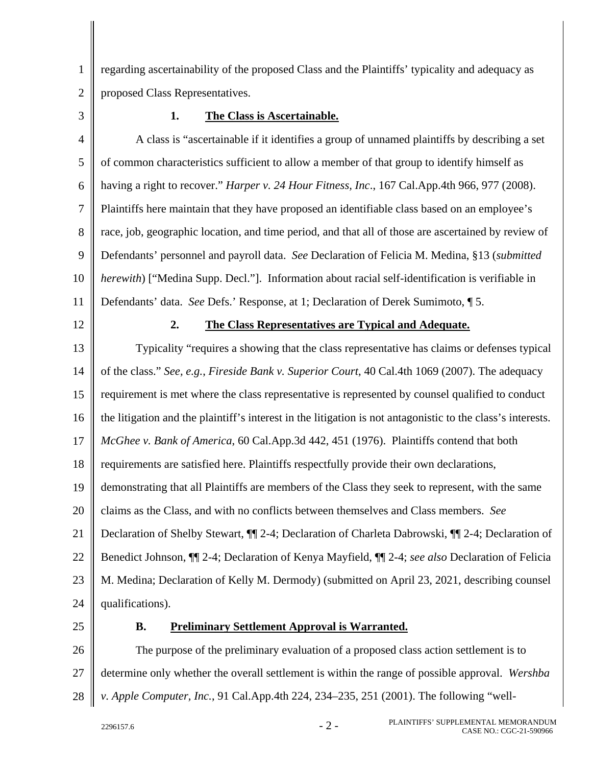regarding ascertainability of the proposed Class and the Plaintiffs' typicality and adequacy as proposed Class Representatives.

### 1. The Class is Ascertainable.

A class is "ascertainable if it identifies a group of unnamed plaintiffs by describing a set of common characteristics sufficient to allow a member of that group to identify himself as having a right to recover." *Harper v. 24 Hour Fitness, Inc*., 167 Cal.App.4th 966, 977 (2008). Plaintiffs here maintain that they have proposed an identifiable class based on an employee's race, job, geographic location, and time period, and that all of those are ascertained by review of Defendants' personnel and payroll data. *See* Declaration of Felicia M. Medina, §13 (*submitted herewith*) ["Medina Supp. Decl."]. Information about racial self-identification is verifiable in Defendants' data. *See* Defs.' Response, at 1; Declaration of Derek Sumimoto, ¶ 5.

### 2. The Class Representatives are Typical and Adequate.

Typicality "requires a showing that the class representative has claims or defenses typical of the class." *See, e.g.*, *Fireside Bank v. Superior Court*, 40 Cal.4th 1069 (2007). The adequacy requirement is met where the class representative is represented by counsel qualified to conduct the litigation and the plaintiff's interest in the litigation is not antagonistic to the class's interests. *McGhee v. Bank of America*, 60 Cal.App.3d 442, 451 (1976). Plaintiffs contend that both requirements are satisfied here. Plaintiffs respectfully provide their own declarations, demonstrating that all Plaintiffs are members of the Class they seek to represent, with the same claims as the Class, and with no conflicts between themselves and Class members. *See* Declaration of Shelby Stewart, ¶¶ 2-4; Declaration of Charleta Dabrowski, ¶¶ 2-4; Declaration of Benedict Johnson, ¶¶ 2-4; Declaration of Kenya Mayfield, ¶¶ 2-4; *see also* Declaration of Felicia M. Medina; Declaration of Kelly M. Dermody) (submitted on April 23, 2021, describing counsel qualifications).

## B. Preliminary Settlement Approval is Warranted.

The purpose of the preliminary evaluation of a proposed class action settlement is to determine only whether the overall settlement is within the range of possible approval. *Wershba v. Apple Computer, Inc.*, 91 Cal.App.4th 224, 234–235, 251 (2001). The following "well-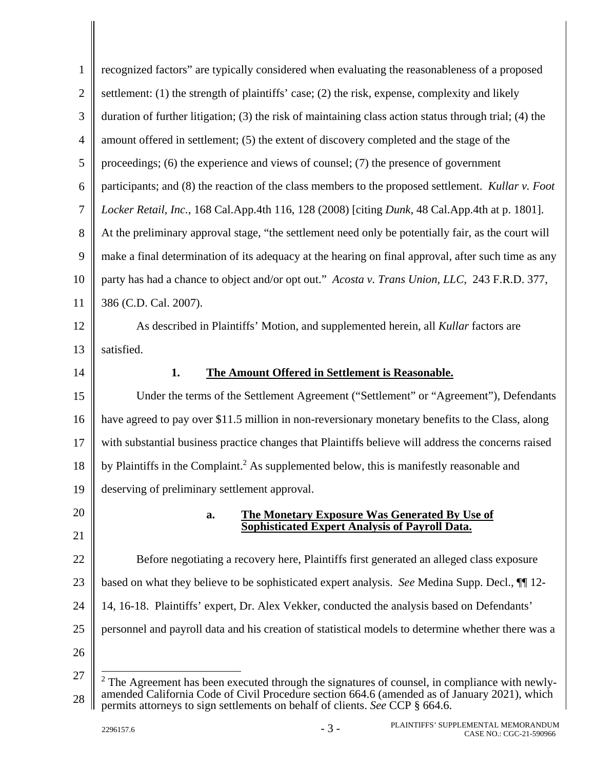recognized factors" are typically considered when evaluating the reasonableness of a proposed settlement: (1) the strength of plaintiffs' case; (2) the risk, expense, complexity and likely duration of further litigation; (3) the risk of maintaining class action status through trial; (4) the amount offered in settlement; (5) the extent of discovery completed and the stage of the proceedings; (6) the experience and views of counsel; (7) the presence of government participants; and (8) the reaction of the class members to the proposed settlement. *Kullar v. Foot Locker Retail, Inc.*, 168 Cal.App.4th 116, 128 (2008) [citing *Dunk*, 48 Cal.App.4th at p. 1801]. At the preliminary approval stage, "the settlement need only be potentially fair, as the court will make a final determination of its adequacy at the hearing on final approval, after such time as any party has had a chance to object and/or opt out." *Acosta v. Trans Union, LLC,* 243 F.R.D. 377, 386 (C.D. Cal. 2007).

As described in Plaintiffs' Motion, and supplemented herein, all *Kullar* factors are satisfied.

### 1. **The Amount Offered in Settlement is Reasonable.**

Under the terms of the Settlement Agreement ("Settlement" or "Agreement"), Defendants have agreed to pay over $11.5 million in non-reversionary monetary benefits to the Class, along with substantial business practice changes that Plaintiffs believe will address the concerns raised by Plaintiffs in the Complaint.[2] As supplemented below, this is manifestly reasonable and deserving of preliminary settlement approval.

#### a. **The Monetary Exposure Was Generated By Use of Sophisticated Expert Analysis of Payroll Data.**

Before negotiating a recovery here, Plaintiffs first generated an alleged class exposure based on what they believe to be sophisticated expert analysis. *See* Medina Supp. Decl., ¶¶ 12-14, 16-18. Plaintiffs' expert, Dr. Alex Vekker, conducted the analysis based on Defendants' personnel and payroll data and his creation of statistical models to determine whether there was a

---

[2] The Agreement has been executed through the signatures of counsel, in compliance with newly-amended California Code of Civil Procedure section 664.6 (amended as of January 2021), which permits attorneys to sign settlements on behalf of clients. *See* CCP § 664.6.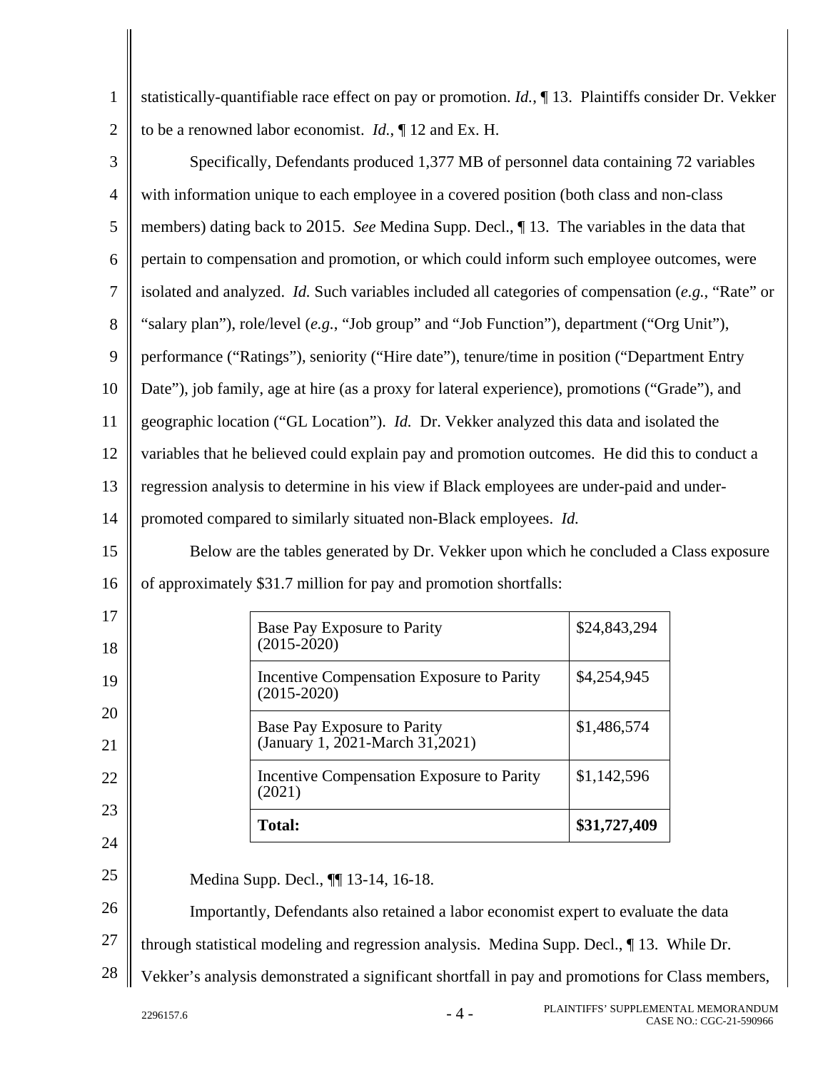statistically-quantifiable race effect on pay or promotion. *Id.*, ¶ 13. Plaintiffs consider Dr. Vekker to be a renowned labor economist. *Id.*, ¶ 12 and Ex. H.

Specifically, Defendants produced 1,377 MB of personnel data containing 72 variables with information unique to each employee in a covered position (both class and non-class members) dating back to 2015. *See* Medina Supp. Decl., ¶ 13. The variables in the data that pertain to compensation and promotion, or which could inform such employee outcomes, were isolated and analyzed. *Id.* Such variables included all categories of compensation (*e.g.*, "Rate" or "salary plan"), role/level (*e.g.*, "Job group" and "Job Function"), department ("Org Unit"), performance ("Ratings"), seniority ("Hire date"), tenure/time in position ("Department Entry Date"), job family, age at hire (as a proxy for lateral experience), promotions ("Grade"), and geographic location ("GL Location"). *Id.* Dr. Vekker analyzed this data and isolated the variables that he believed could explain pay and promotion outcomes. He did this to conduct a regression analysis to determine in his view if Black employees are under-paid and under-promoted compared to similarly situated non-Black employees. *Id.*

Below are the tables generated by Dr. Vekker upon which he concluded a Class exposure of approximately $31.7 million for pay and promotion shortfalls:

| | |
|---|---|
| Base Pay Exposure to Parity (2015-2020) | $24,843,294 |
| Incentive Compensation Exposure to Parity (2015-2020) | $4,254,945 |
| Base Pay Exposure to Parity (January 1, 2021-March 31,2021) | $1,486,574 |
| Incentive Compensation Exposure to Parity (2021) | $1,142,596 |
| **Total:** | **$31,727,409** |

Medina Supp. Decl., ¶¶ 13-14, 16-18.

Importantly, Defendants also retained a labor economist expert to evaluate the data through statistical modeling and regression analysis. Medina Supp. Decl., ¶ 13. While Dr. Vekker's analysis demonstrated a significant shortfall in pay and promotions for Class members,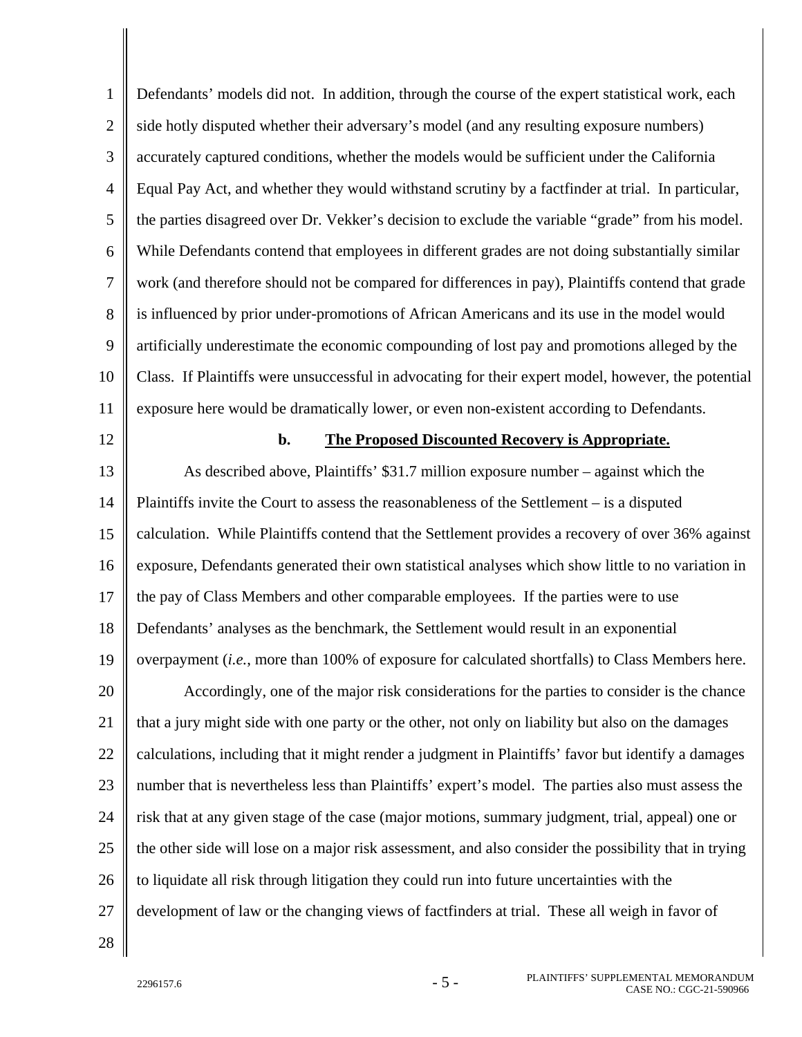Defendants' models did not. In addition, through the course of the expert statistical work, each side hotly disputed whether their adversary's model (and any resulting exposure numbers) accurately captured conditions, whether the models would be sufficient under the California Equal Pay Act, and whether they would withstand scrutiny by a factfinder at trial. In particular, the parties disagreed over Dr. Vekker's decision to exclude the variable "grade" from his model. While Defendants contend that employees in different grades are not doing substantially similar work (and therefore should not be compared for differences in pay), Plaintiffs contend that grade is influenced by prior under-promotions of African Americans and its use in the model would artificially underestimate the economic compounding of lost pay and promotions alleged by the Class. If Plaintiffs were unsuccessful in advocating for their expert model, however, the potential exposure here would be dramatically lower, or even non-existent according to Defendants.

**b. The Proposed Discounted Recovery is Appropriate.**

As described above, Plaintiffs' $31.7 million exposure number – against which the Plaintiffs invite the Court to assess the reasonableness of the Settlement – is a disputed calculation. While Plaintiffs contend that the Settlement provides a recovery of over 36% against exposure, Defendants generated their own statistical analyses which show little to no variation in the pay of Class Members and other comparable employees. If the parties were to use Defendants' analyses as the benchmark, the Settlement would result in an exponential overpayment (*i.e.*, more than 100% of exposure for calculated shortfalls) to Class Members here.

Accordingly, one of the major risk considerations for the parties to consider is the chance that a jury might side with one party or the other, not only on liability but also on the damages calculations, including that it might render a judgment in Plaintiffs' favor but identify a damages number that is nevertheless less than Plaintiffs' expert's model. The parties also must assess the risk that at any given stage of the case (major motions, summary judgment, trial, appeal) one or the other side will lose on a major risk assessment, and also consider the possibility that in trying to liquidate all risk through litigation they could run into future uncertainties with the development of law or the changing views of factfinders at trial. These all weigh in favor of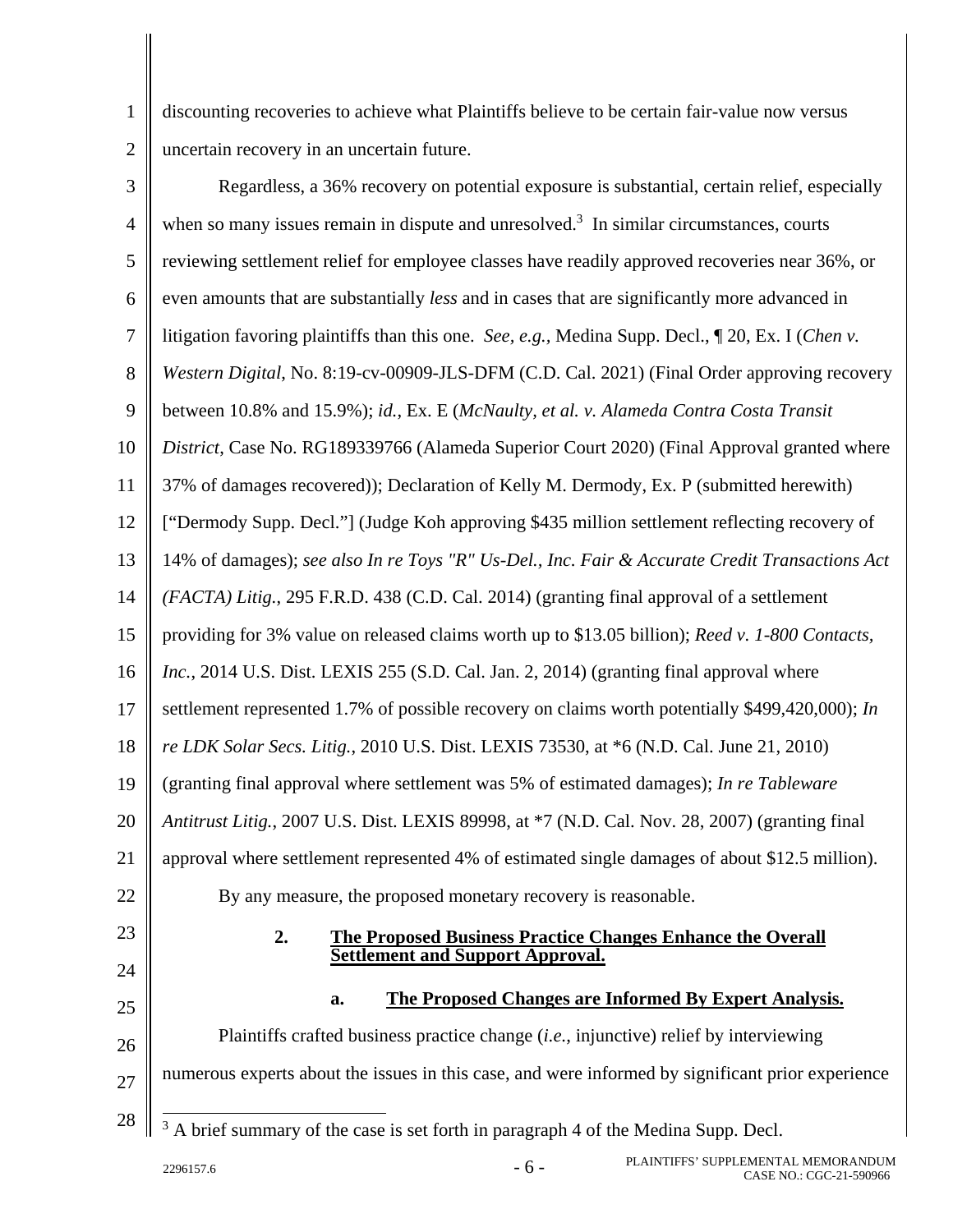discounting recoveries to achieve what Plaintiffs believe to be certain fair-value now versus uncertain recovery in an uncertain future.

Regardless, a 36% recovery on potential exposure is substantial, certain relief, especially when so many issues remain in dispute and unresolved.[3] In similar circumstances, courts reviewing settlement relief for employee classes have readily approved recoveries near 36%, or even amounts that are substantially *less* and in cases that are significantly more advanced in litigation favoring plaintiffs than this one. *See, e.g.*, Medina Supp. Decl., ¶ 20, Ex. I (*Chen v. Western Digital*, No. 8:19-cv-00909-JLS-DFM (C.D. Cal. 2021) (Final Order approving recovery between 10.8% and 15.9%); *id.*, Ex. E (*McNaulty, et al. v. Alameda Contra Costa Transit District*, Case No. RG189339766 (Alameda Superior Court 2020) (Final Approval granted where 37% of damages recovered)); Declaration of Kelly M. Dermody, Ex. P (submitted herewith) ["Dermody Supp. Decl."] (Judge Koh approving $435 million settlement reflecting recovery of 14% of damages); *see also In re Toys "R" Us-Del., Inc. Fair & Accurate Credit Transactions Act (FACTA) Litig.*, 295 F.R.D. 438 (C.D. Cal. 2014) (granting final approval of a settlement providing for 3% value on released claims worth up to $13.05 billion); *Reed v. 1-800 Contacts, Inc.*, 2014 U.S. Dist. LEXIS 255 (S.D. Cal. Jan. 2, 2014) (granting final approval where settlement represented 1.7% of possible recovery on claims worth potentially $499,420,000); *In re LDK Solar Secs. Litig.*, 2010 U.S. Dist. LEXIS 73530, at *6 (N.D. Cal. June 21, 2010) (granting final approval where settlement was 5% of estimated damages); *In re Tableware Antitrust Litig.*, 2007 U.S. Dist. LEXIS 89998, at *7 (N.D. Cal. Nov. 28, 2007) (granting final approval where settlement represented 4% of estimated single damages of about $12.5 million).

By any measure, the proposed monetary recovery is reasonable.

### 2. The Proposed Business Practice Changes Enhance the Overall Settlement and Support Approval.

#### a. The Proposed Changes are Informed By Expert Analysis.

Plaintiffs crafted business practice change (*i.e.*, injunctive) relief by interviewing numerous experts about the issues in this case, and were informed by significant prior experience

---

[3] A brief summary of the case is set forth in paragraph 4 of the Medina Supp. Decl.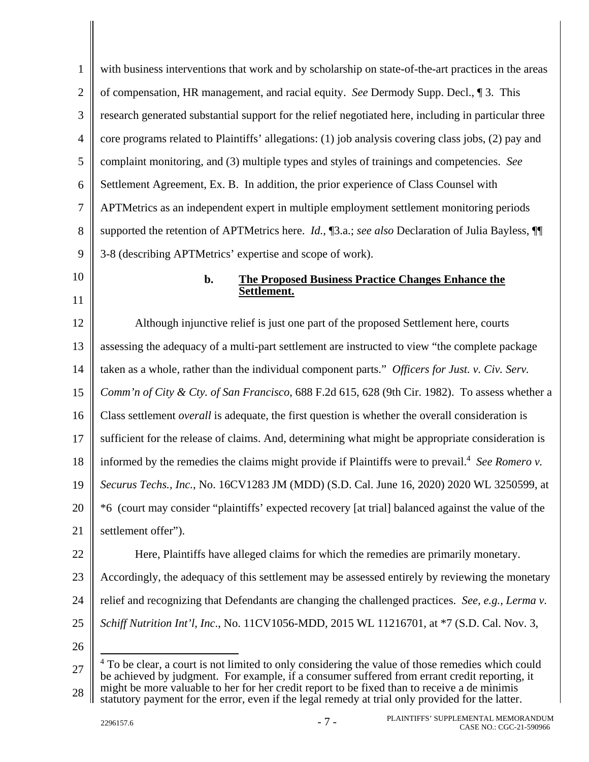with business interventions that work and by scholarship on state-of-the-art practices in the areas of compensation, HR management, and racial equity. *See* Dermody Supp. Decl., ¶ 3. This research generated substantial support for the relief negotiated here, including in particular three core programs related to Plaintiffs' allegations: (1) job analysis covering class jobs, (2) pay and complaint monitoring, and (3) multiple types and styles of trainings and competencies. *See* Settlement Agreement, Ex. B. In addition, the prior experience of Class Counsel with APTMetrics as an independent expert in multiple employment settlement monitoring periods supported the retention of APTMetrics here. *Id.*, ¶3.a.; *see also* Declaration of Julia Bayless, ¶¶ 3-8 (describing APTMetrics' expertise and scope of work).

#### b. **The Proposed Business Practice Changes Enhance the Settlement.**

Although injunctive relief is just one part of the proposed Settlement here, courts assessing the adequacy of a multi-part settlement are instructed to view "the complete package taken as a whole, rather than the individual component parts." *Officers for Just. v. Civ. Serv. Comm'n of City & Cty. of San Francisco*, 688 F.2d 615, 628 (9th Cir. 1982). To assess whether a Class settlement *overall* is adequate, the first question is whether the overall consideration is sufficient for the release of claims. And, determining what might be appropriate consideration is informed by the remedies the claims might provide if Plaintiffs were to prevail.[4] *See Romero v. Securus Techs., Inc.*, No. 16CV1283 JM (MDD) (S.D. Cal. June 16, 2020) 2020 WL 3250599, at *6 (court may consider "plaintiffs' expected recovery [at trial] balanced against the value of the settlement offer").

Here, Plaintiffs have alleged claims for which the remedies are primarily monetary. Accordingly, the adequacy of this settlement may be assessed entirely by reviewing the monetary relief and recognizing that Defendants are changing the challenged practices. *See, e.g., Lerma v. Schiff Nutrition Int'l, Inc*., No. 11CV1056-MDD, 2015 WL 11216701, at *7 (S.D. Cal. Nov. 3,

---

[4] To be clear, a court is not limited to only considering the value of those remedies which could be achieved by judgment. For example, if a consumer suffered from errant credit reporting, it might be more valuable to her for her credit report to be fixed than to receive a de minimis statutory payment for the error, even if the legal remedy at trial only provided for the latter.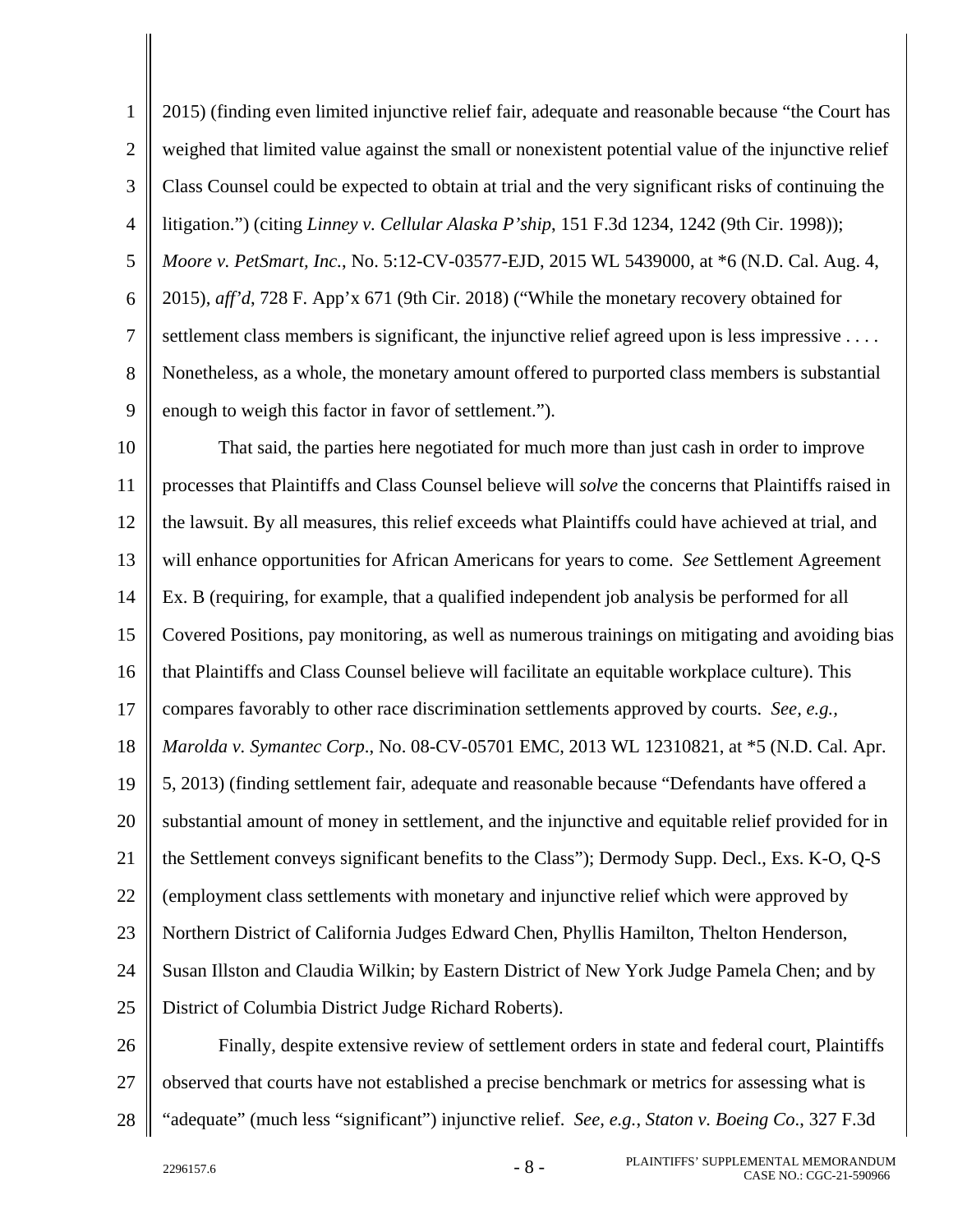2015) (finding even limited injunctive relief fair, adequate and reasonable because "the Court has weighed that limited value against the small or nonexistent potential value of the injunctive relief Class Counsel could be expected to obtain at trial and the very significant risks of continuing the litigation.") (citing *Linney v. Cellular Alaska P'ship*, 151 F.3d 1234, 1242 (9th Cir. 1998)); *Moore v. PetSmart, Inc.*, No. 5:12-CV-03577-EJD, 2015 WL 5439000, at *6 (N.D. Cal. Aug. 4, 2015), *aff'd*, 728 F. App'x 671 (9th Cir. 2018) ("While the monetary recovery obtained for settlement class members is significant, the injunctive relief agreed upon is less impressive . . . . Nonetheless, as a whole, the monetary amount offered to purported class members is substantial enough to weigh this factor in favor of settlement.").

That said, the parties here negotiated for much more than just cash in order to improve processes that Plaintiffs and Class Counsel believe will *solve* the concerns that Plaintiffs raised in the lawsuit. By all measures, this relief exceeds what Plaintiffs could have achieved at trial, and will enhance opportunities for African Americans for years to come. *See* Settlement Agreement Ex. B (requiring, for example, that a qualified independent job analysis be performed for all Covered Positions, pay monitoring, as well as numerous trainings on mitigating and avoiding bias that Plaintiffs and Class Counsel believe will facilitate an equitable workplace culture). This compares favorably to other race discrimination settlements approved by courts. *See, e.g.*, *Marolda v. Symantec Corp*., No. 08-CV-05701 EMC, 2013 WL 12310821, at *5 (N.D. Cal. Apr. 5, 2013) (finding settlement fair, adequate and reasonable because "Defendants have offered a substantial amount of money in settlement, and the injunctive and equitable relief provided for in the Settlement conveys significant benefits to the Class"); Dermody Supp. Decl., Exs. K-O, Q-S (employment class settlements with monetary and injunctive relief which were approved by Northern District of California Judges Edward Chen, Phyllis Hamilton, Thelton Henderson, Susan Illston and Claudia Wilkin; by Eastern District of New York Judge Pamela Chen; and by District of Columbia District Judge Richard Roberts).

Finally, despite extensive review of settlement orders in state and federal court, Plaintiffs observed that courts have not established a precise benchmark or metrics for assessing what is "adequate" (much less "significant") injunctive relief. *See*, *e.g.*, *Staton v. Boeing Co.*, 327 F.3d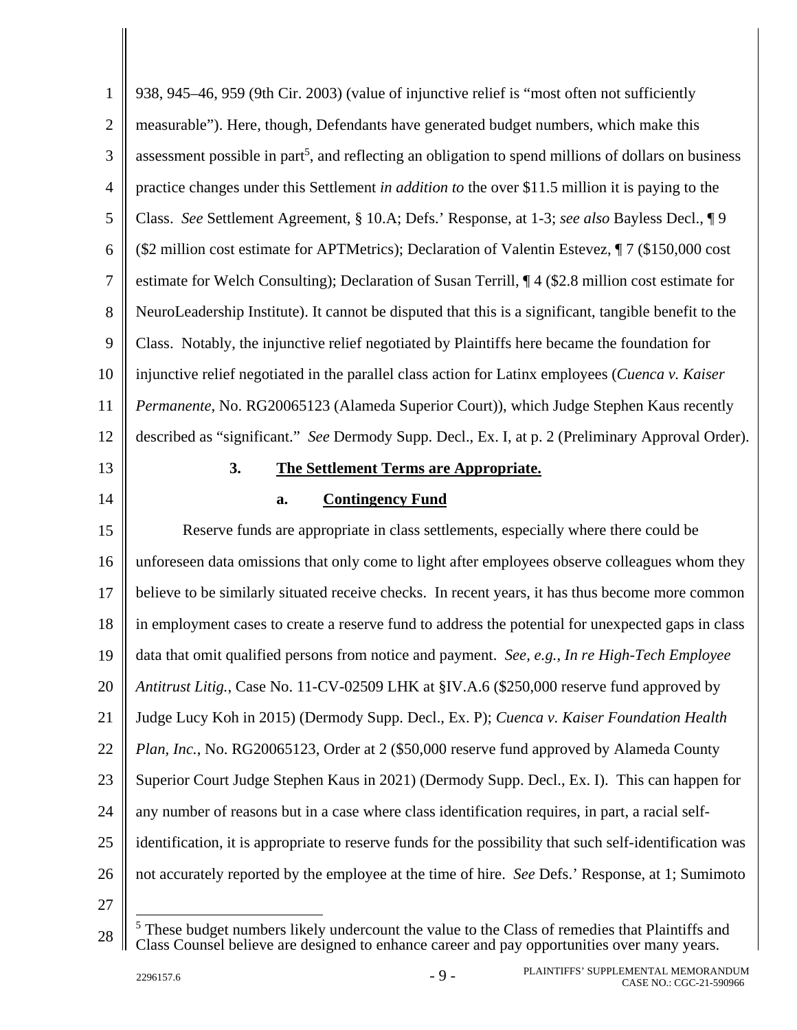938, 945–46, 959 (9th Cir. 2003) (value of injunctive relief is "most often not sufficiently measurable"). Here, though, Defendants have generated budget numbers, which make this assessment possible in part[5], and reflecting an obligation to spend millions of dollars on business practice changes under this Settlement *in addition to* the over $11.5 million it is paying to the Class. *See* Settlement Agreement, § 10.A; Defs.' Response, at 1-3; *see also* Bayless Decl., ¶ 9 ($2 million cost estimate for APTMetrics); Declaration of Valentin Estevez, ¶ 7 ($150,000 cost estimate for Welch Consulting); Declaration of Susan Terrill, ¶ 4 ($2.8 million cost estimate for NeuroLeadership Institute). It cannot be disputed that this is a significant, tangible benefit to the Class. Notably, the injunctive relief negotiated by Plaintiffs here became the foundation for injunctive relief negotiated in the parallel class action for Latinx employees (*Cuenca v. Kaiser Permanente*, No. RG20065123 (Alameda Superior Court)), which Judge Stephen Kaus recently described as "significant." *See* Dermody Supp. Decl., Ex. I, at p. 2 (Preliminary Approval Order).

### 3. The Settlement Terms are Appropriate.

#### a. Contingency Fund

Reserve funds are appropriate in class settlements, especially where there could be unforeseen data omissions that only come to light after employees observe colleagues whom they believe to be similarly situated receive checks. In recent years, it has thus become more common in employment cases to create a reserve fund to address the potential for unexpected gaps in class data that omit qualified persons from notice and payment. *See, e.g.*, *In re High-Tech Employee Antitrust Litig.*, Case No. 11-CV-02509 LHK at §IV.A.6 ($250,000 reserve fund approved by Judge Lucy Koh in 2015) (Dermody Supp. Decl., Ex. P); *Cuenca v. Kaiser Foundation Health Plan, Inc.*, No. RG20065123, Order at 2 ($50,000 reserve fund approved by Alameda County Superior Court Judge Stephen Kaus in 2021) (Dermody Supp. Decl., Ex. I). This can happen for any number of reasons but in a case where class identification requires, in part, a racial self-identification, it is appropriate to reserve funds for the possibility that such self-identification was not accurately reported by the employee at the time of hire. *See* Defs.' Response, at 1; Sumimoto

[5] These budget numbers likely undercount the value to the Class of remedies that Plaintiffs and Class Counsel believe are designed to enhance career and pay opportunities over many years.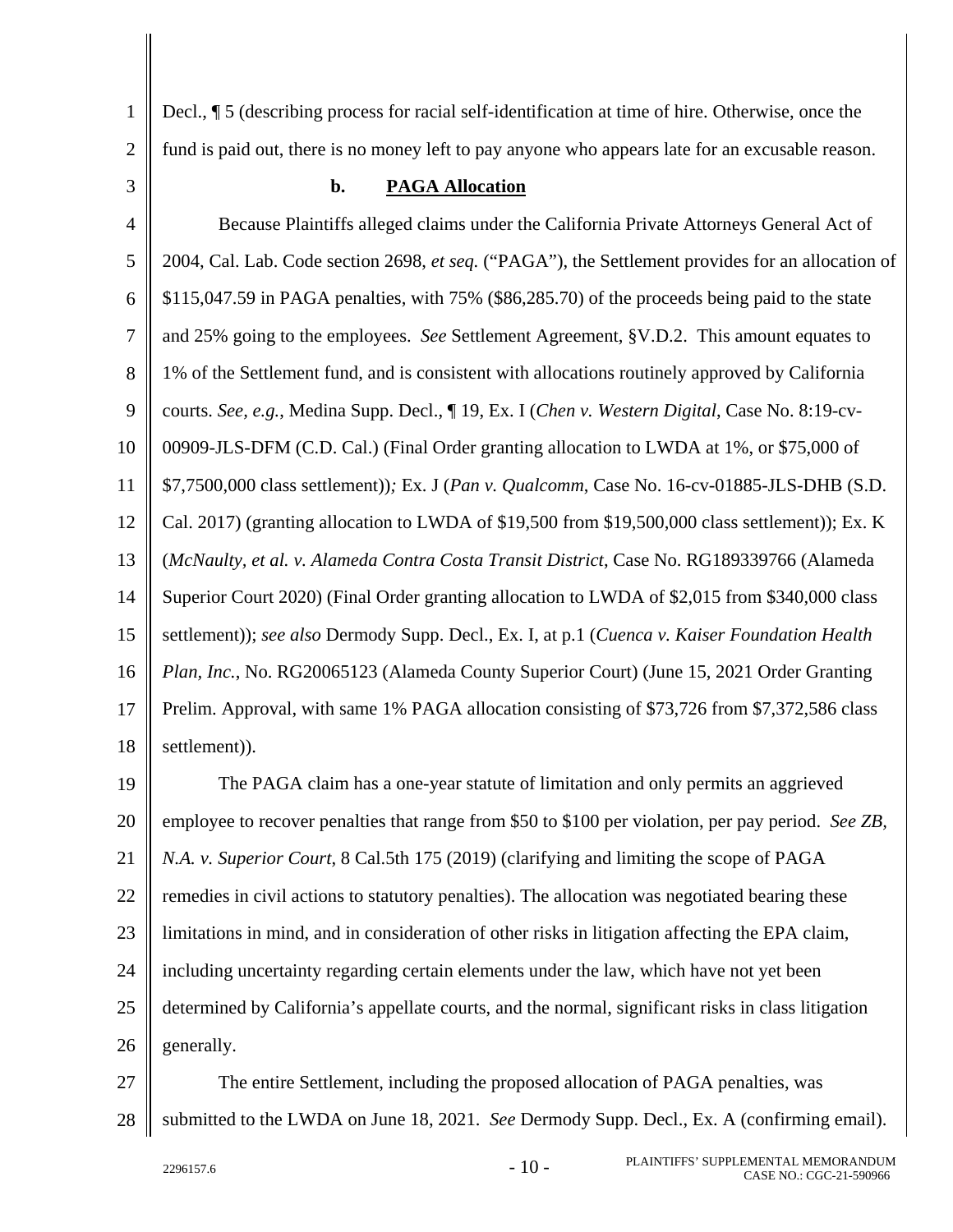Decl., ¶ 5 (describing process for racial self-identification at time of hire. Otherwise, once the fund is paid out, there is no money left to pay anyone who appears late for an excusable reason.

#### b. PAGA Allocation

Because Plaintiffs alleged claims under the California Private Attorneys General Act of 2004, Cal. Lab. Code section 2698, *et seq.* ("PAGA"), the Settlement provides for an allocation of $115,047.59 in PAGA penalties, with 75% ($86,285.70) of the proceeds being paid to the state and 25% going to the employees. *See* Settlement Agreement, §V.D.2. This amount equates to 1% of the Settlement fund, and is consistent with allocations routinely approved by California courts. *See, e.g.*, Medina Supp. Decl., ¶ 19, Ex. I (*Chen v. Western Digital*, Case No. 8:19-cv-00909-JLS-DFM (C.D. Cal.) (Final Order granting allocation to LWDA at 1%, or $75,000 of $7,7500,000 class settlement))*;* Ex. J (*Pan v. Qualcomm*, Case No. 16-cv-01885-JLS-DHB (S.D. Cal. 2017) (granting allocation to LWDA of $19,500 from $19,500,000 class settlement)); Ex. K (*McNaulty, et al. v. Alameda Contra Costa Transit District*, Case No. RG189339766 (Alameda Superior Court 2020) (Final Order granting allocation to LWDA of $2,015 from $340,000 class settlement)); *see also* Dermody Supp. Decl., Ex. I, at p.1 (*Cuenca v. Kaiser Foundation Health Plan, Inc.*, No. RG20065123 (Alameda County Superior Court) (June 15, 2021 Order Granting Prelim. Approval, with same 1% PAGA allocation consisting of $73,726 from $7,372,586 class settlement)).

The PAGA claim has a one-year statute of limitation and only permits an aggrieved employee to recover penalties that range from $50 to $100 per violation, per pay period. *See ZB, N.A. v. Superior Court*, 8 Cal.5th 175 (2019) (clarifying and limiting the scope of PAGA remedies in civil actions to statutory penalties). The allocation was negotiated bearing these limitations in mind, and in consideration of other risks in litigation affecting the EPA claim, including uncertainty regarding certain elements under the law, which have not yet been determined by California's appellate courts, and the normal, significant risks in class litigation generally.

The entire Settlement, including the proposed allocation of PAGA penalties, was submitted to the LWDA on June 18, 2021. *See* Dermody Supp. Decl., Ex. A (confirming email).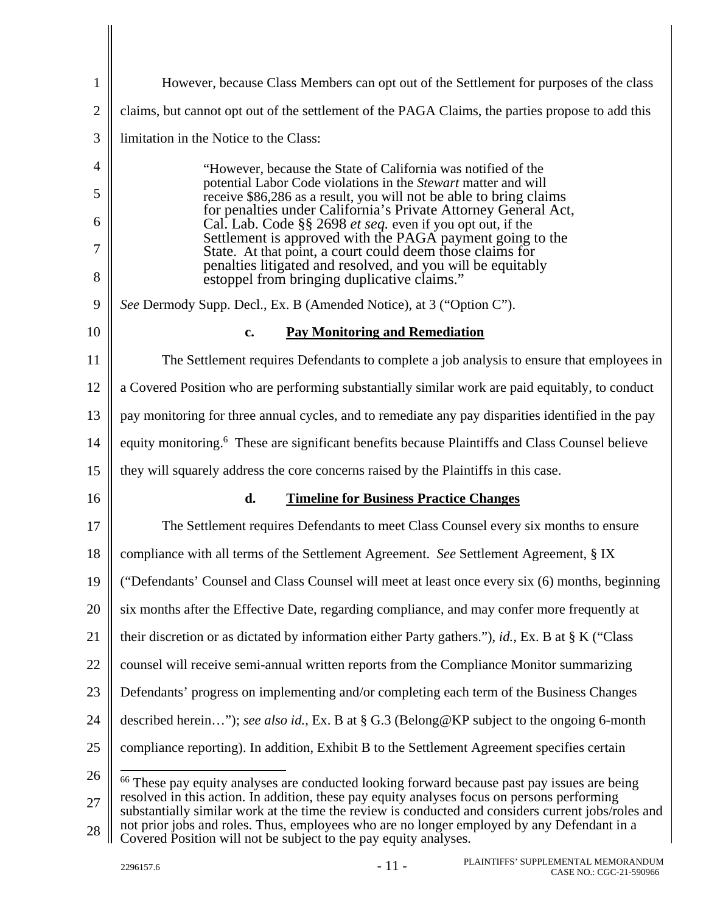However, because Class Members can opt out of the Settlement for purposes of the class claims, but cannot opt out of the settlement of the PAGA Claims, the parties propose to add this limitation in the Notice to the Class:

> "However, because the State of California was notified of the potential Labor Code violations in the *Stewart* matter and will receive $86,286 as a result, you will not be able to bring claims for penalties under California's Private Attorney General Act, Cal. Lab. Code §§ 2698 *et seq.* even if you opt out, if the Settlement is approved with the PAGA payment going to the State. At that point, a court could deem those claims for penalties litigated and resolved, and you will be equitably estoppel from bringing duplicative claims."

*See* Dermody Supp. Decl., Ex. B (Amended Notice), at 3 ("Option C").

**c. Pay Monitoring and Remediation**

The Settlement requires Defendants to complete a job analysis to ensure that employees in a Covered Position who are performing substantially similar work are paid equitably, to conduct pay monitoring for three annual cycles, and to remediate any pay disparities identified in the pay equity monitoring.[6] These are significant benefits because Plaintiffs and Class Counsel believe they will squarely address the core concerns raised by the Plaintiffs in this case.

**d. Timeline for Business Practice Changes**

The Settlement requires Defendants to meet Class Counsel every six months to ensure compliance with all terms of the Settlement Agreement. *See* Settlement Agreement, § IX ("Defendants' Counsel and Class Counsel will meet at least once every six (6) months, beginning six months after the Effective Date, regarding compliance, and may confer more frequently at their discretion or as dictated by information either Party gathers."), *id.*, Ex. B at § K ("Class counsel will receive semi-annual written reports from the Compliance Monitor summarizing Defendants' progress on implementing and/or completing each term of the Business Changes described herein…"); *see also id.*, Ex. B at § G.3 (Belong@KP subject to the ongoing 6-month compliance reporting). In addition, Exhibit B to the Settlement Agreement specifies certain

---

[6] These pay equity analyses are conducted looking forward because past pay issues are being resolved in this action. In addition, these pay equity analyses focus on persons performing substantially similar work at the time the review is conducted and considers current jobs/roles and not prior jobs and roles. Thus, employees who are no longer employed by any Defendant in a Covered Position will not be subject to the pay equity analyses.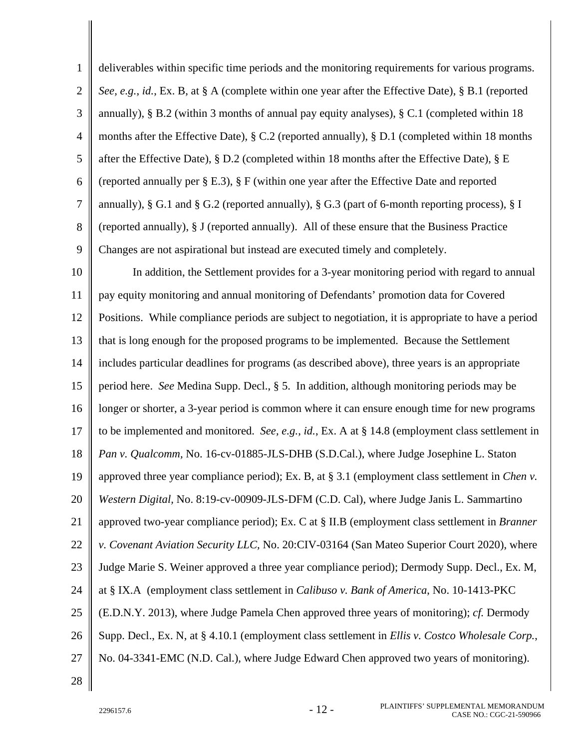deliverables within specific time periods and the monitoring requirements for various programs. *See, e.g.*, *id.*, Ex. B, at § A (complete within one year after the Effective Date), § B.1 (reported annually), § B.2 (within 3 months of annual pay equity analyses), § C.1 (completed within 18 months after the Effective Date), § C.2 (reported annually), § D.1 (completed within 18 months after the Effective Date), § D.2 (completed within 18 months after the Effective Date), § E (reported annually per § E.3), § F (within one year after the Effective Date and reported annually), § G.1 and § G.2 (reported annually), § G.3 (part of 6-month reporting process), § I (reported annually), § J (reported annually). All of these ensure that the Business Practice Changes are not aspirational but instead are executed timely and completely.

In addition, the Settlement provides for a 3-year monitoring period with regard to annual pay equity monitoring and annual monitoring of Defendants' promotion data for Covered Positions. While compliance periods are subject to negotiation, it is appropriate to have a period that is long enough for the proposed programs to be implemented. Because the Settlement includes particular deadlines for programs (as described above), three years is an appropriate period here. *See* Medina Supp. Decl., § 5. In addition, although monitoring periods may be longer or shorter, a 3-year period is common where it can ensure enough time for new programs to be implemented and monitored. *See, e.g.*, *id.*, Ex. A at § 14.8 (employment class settlement in *Pan v. Qualcomm*, No. 16-cv-01885-JLS-DHB (S.D.Cal.), where Judge Josephine L. Staton approved three year compliance period); Ex. B, at § 3.1 (employment class settlement in *Chen v. Western Digital*, No. 8:19-cv-00909-JLS-DFM (C.D. Cal), where Judge Janis L. Sammartino approved two-year compliance period); Ex. C at § II.B (employment class settlement in *Branner v. Covenant Aviation Security LLC*, No. 20:CIV-03164 (San Mateo Superior Court 2020), where Judge Marie S. Weiner approved a three year compliance period); Dermody Supp. Decl., Ex. M, at § IX.A (employment class settlement in *Calibuso v. Bank of America*, No. 10-1413-PKC (E.D.N.Y. 2013), where Judge Pamela Chen approved three years of monitoring); *cf.* Dermody Supp. Decl., Ex. N, at § 4.10.1 (employment class settlement in *Ellis v. Costco Wholesale Corp.*, No. 04-3341-EMC (N.D. Cal.), where Judge Edward Chen approved two years of monitoring).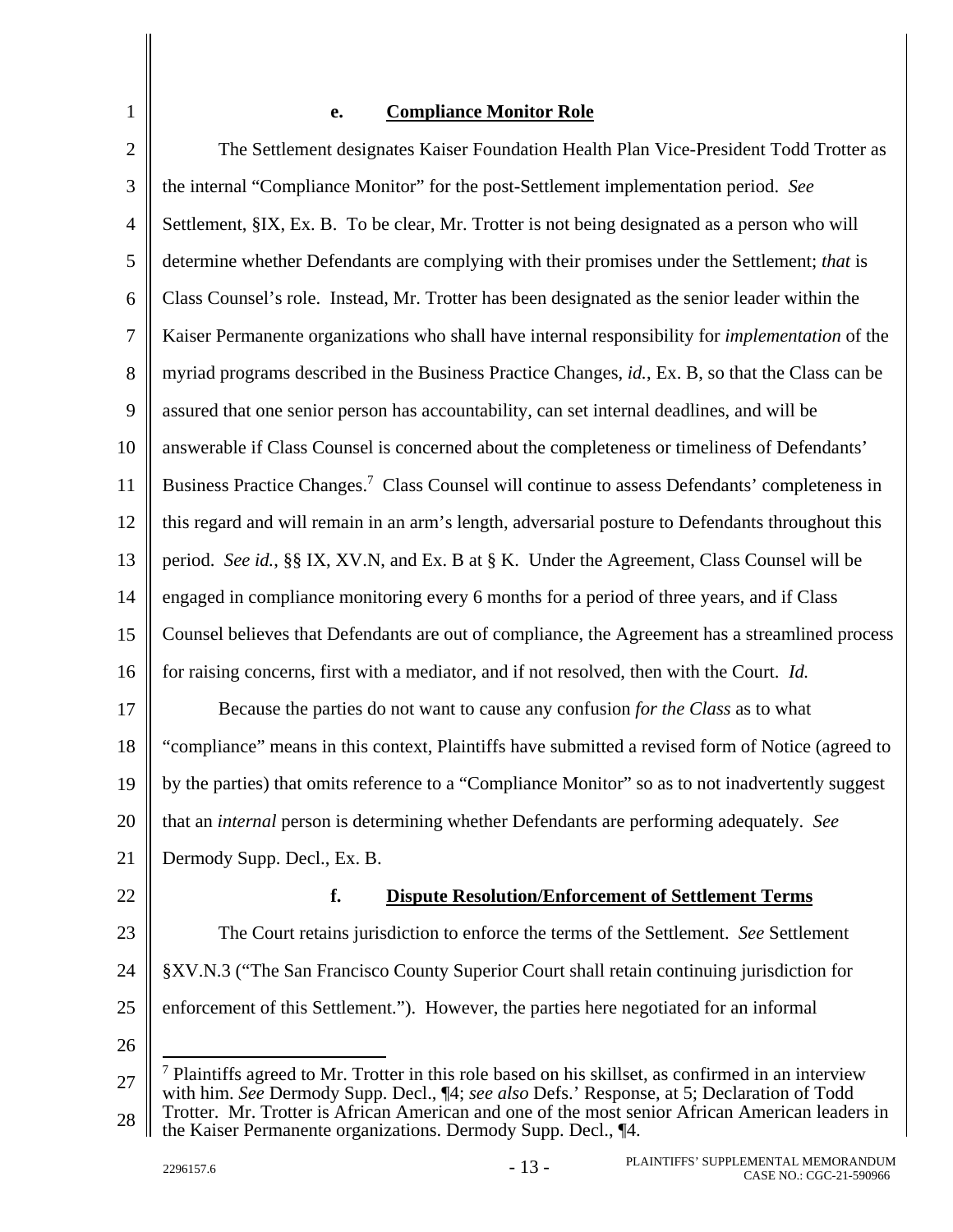#### e. **Compliance Monitor Role**

The Settlement designates Kaiser Foundation Health Plan Vice-President Todd Trotter as the internal "Compliance Monitor" for the post-Settlement implementation period. *See* Settlement, §IX, Ex. B. To be clear, Mr. Trotter is not being designated as a person who will determine whether Defendants are complying with their promises under the Settlement; *that* is Class Counsel's role. Instead, Mr. Trotter has been designated as the senior leader within the Kaiser Permanente organizations who shall have internal responsibility for *implementation* of the myriad programs described in the Business Practice Changes, *id.*, Ex. B, so that the Class can be assured that one senior person has accountability, can set internal deadlines, and will be answerable if Class Counsel is concerned about the completeness or timeliness of Defendants' Business Practice Changes.[7] Class Counsel will continue to assess Defendants' completeness in this regard and will remain in an arm's length, adversarial posture to Defendants throughout this period. *See id.*, §§ IX, XV.N, and Ex. B at § K. Under the Agreement, Class Counsel will be engaged in compliance monitoring every 6 months for a period of three years, and if Class Counsel believes that Defendants are out of compliance, the Agreement has a streamlined process for raising concerns, first with a mediator, and if not resolved, then with the Court. *Id.*

Because the parties do not want to cause any confusion *for the Class* as to what "compliance" means in this context, Plaintiffs have submitted a revised form of Notice (agreed to by the parties) that omits reference to a "Compliance Monitor" so as to not inadvertently suggest that an *internal* person is determining whether Defendants are performing adequately. *See* Dermody Supp. Decl., Ex. B.

#### f. **Dispute Resolution/Enforcement of Settlement Terms**

The Court retains jurisdiction to enforce the terms of the Settlement. *See* Settlement §XV.N.3 ("The San Francisco County Superior Court shall retain continuing jurisdiction for enforcement of this Settlement."). However, the parties here negotiated for an informal

---

[7] Plaintiffs agreed to Mr. Trotter in this role based on his skillset, as confirmed in an interview with him. *See* Dermody Supp. Decl., ¶4; *see also* Defs.' Response, at 5; Declaration of Todd Trotter. Mr. Trotter is African American and one of the most senior African American leaders in the Kaiser Permanente organizations. Dermody Supp. Decl., ¶4.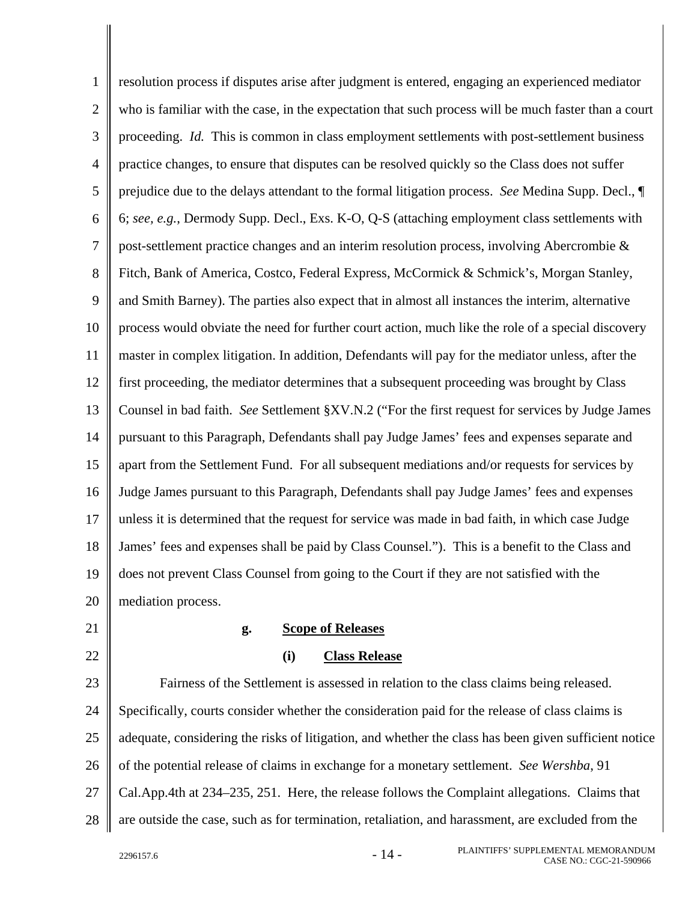resolution process if disputes arise after judgment is entered, engaging an experienced mediator who is familiar with the case, in the expectation that such process will be much faster than a court proceeding. *Id.* This is common in class employment settlements with post-settlement business practice changes, to ensure that disputes can be resolved quickly so the Class does not suffer prejudice due to the delays attendant to the formal litigation process. *See* Medina Supp. Decl., ¶ 6; *see, e.g.*, Dermody Supp. Decl., Exs. K-O, Q-S (attaching employment class settlements with post-settlement practice changes and an interim resolution process, involving Abercrombie & Fitch, Bank of America, Costco, Federal Express, McCormick & Schmick's, Morgan Stanley, and Smith Barney). The parties also expect that in almost all instances the interim, alternative process would obviate the need for further court action, much like the role of a special discovery master in complex litigation. In addition, Defendants will pay for the mediator unless, after the first proceeding, the mediator determines that a subsequent proceeding was brought by Class Counsel in bad faith. *See* Settlement §XV.N.2 ("For the first request for services by Judge James pursuant to this Paragraph, Defendants shall pay Judge James' fees and expenses separate and apart from the Settlement Fund. For all subsequent mediations and/or requests for services by Judge James pursuant to this Paragraph, Defendants shall pay Judge James' fees and expenses unless it is determined that the request for service was made in bad faith, in which case Judge James' fees and expenses shall be paid by Class Counsel."). This is a benefit to the Class and does not prevent Class Counsel from going to the Court if they are not satisfied with the mediation process.

**g. Scope of Releases**

**(i) Class Release**

Fairness of the Settlement is assessed in relation to the class claims being released. Specifically, courts consider whether the consideration paid for the release of class claims is adequate, considering the risks of litigation, and whether the class has been given sufficient notice of the potential release of claims in exchange for a monetary settlement. *See Wershba*, 91 Cal.App.4th at 234–235, 251. Here, the release follows the Complaint allegations. Claims that are outside the case, such as for termination, retaliation, and harassment, are excluded from the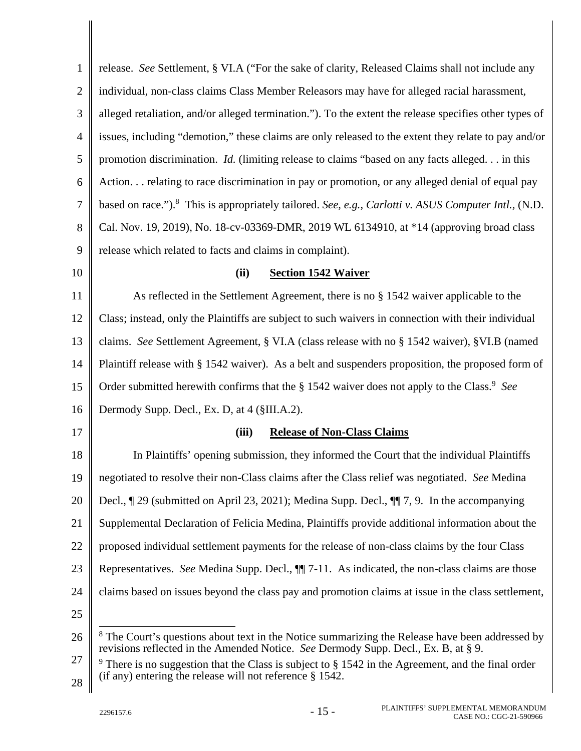release. *See* Settlement, § VI.A ("For the sake of clarity, Released Claims shall not include any individual, non-class claims Class Member Releasors may have for alleged racial harassment, alleged retaliation, and/or alleged termination."). To the extent the release specifies other types of issues, including "demotion," these claims are only released to the extent they relate to pay and/or promotion discrimination. *Id.* (limiting release to claims "based on any facts alleged. . . in this Action. . . relating to race discrimination in pay or promotion, or any alleged denial of equal pay based on race.").[8] This is appropriately tailored. *See, e.g.*, *Carlotti v. ASUS Computer Intl.*, (N.D. Cal. Nov. 19, 2019), No. 18-cv-03369-DMR, 2019 WL 6134910, at *14 (approving broad class release which related to facts and claims in complaint).

**(ii) Section 1542 Waiver**

As reflected in the Settlement Agreement, there is no § 1542 waiver applicable to the Class; instead, only the Plaintiffs are subject to such waivers in connection with their individual claims. *See* Settlement Agreement, § VI.A (class release with no § 1542 waiver), §VI.B (named Plaintiff release with § 1542 waiver). As a belt and suspenders proposition, the proposed form of Order submitted herewith confirms that the § 1542 waiver does not apply to the Class.[9] *See* Dermody Supp. Decl., Ex. D, at 4 (§III.A.2).

**(iii) Release of Non-Class Claims**

In Plaintiffs' opening submission, they informed the Court that the individual Plaintiffs negotiated to resolve their non-Class claims after the Class relief was negotiated. *See* Medina Decl., ¶ 29 (submitted on April 23, 2021); Medina Supp. Decl., ¶¶ 7, 9. In the accompanying Supplemental Declaration of Felicia Medina, Plaintiffs provide additional information about the proposed individual settlement payments for the release of non-class claims by the four Class Representatives. *See* Medina Supp. Decl., ¶¶ 7-11. As indicated, the non-class claims are those claims based on issues beyond the class pay and promotion claims at issue in the class settlement,

---

[8] The Court's questions about text in the Notice summarizing the Release have been addressed by revisions reflected in the Amended Notice. *See* Dermody Supp. Decl., Ex. B, at § 9.

[9] There is no suggestion that the Class is subject to § 1542 in the Agreement, and the final order (if any) entering the release will not reference § 1542.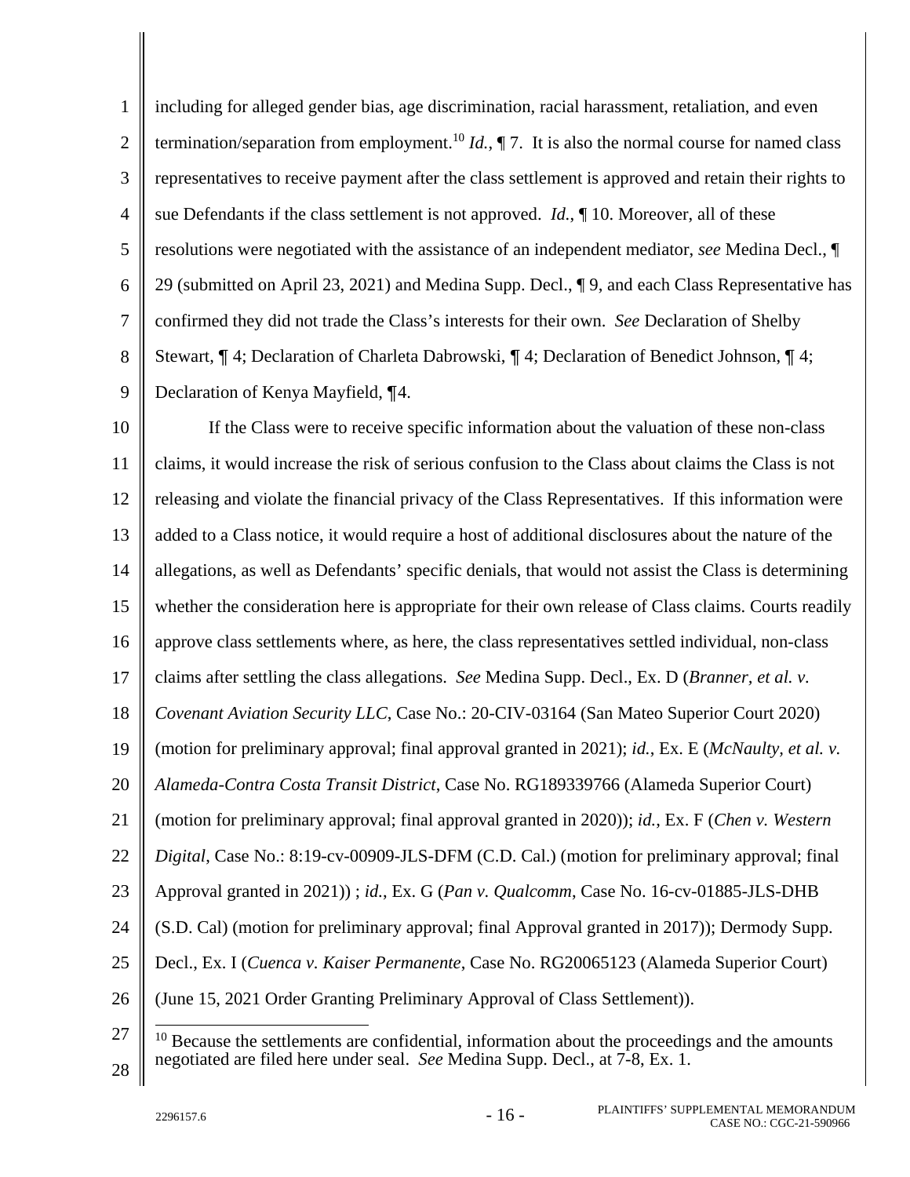including for alleged gender bias, age discrimination, racial harassment, retaliation, and even termination/separation from employment.[10] *Id.*, ¶ 7. It is also the normal course for named class representatives to receive payment after the class settlement is approved and retain their rights to sue Defendants if the class settlement is not approved. *Id.*, ¶ 10. Moreover, all of these resolutions were negotiated with the assistance of an independent mediator, *see* Medina Decl., ¶ 29 (submitted on April 23, 2021) and Medina Supp. Decl., ¶ 9, and each Class Representative has confirmed they did not trade the Class's interests for their own. *See* Declaration of Shelby Stewart, ¶ 4; Declaration of Charleta Dabrowski, ¶ 4; Declaration of Benedict Johnson, ¶ 4; Declaration of Kenya Mayfield, ¶4.

If the Class were to receive specific information about the valuation of these non-class claims, it would increase the risk of serious confusion to the Class about claims the Class is not releasing and violate the financial privacy of the Class Representatives. If this information were added to a Class notice, it would require a host of additional disclosures about the nature of the allegations, as well as Defendants' specific denials, that would not assist the Class is determining whether the consideration here is appropriate for their own release of Class claims. Courts readily approve class settlements where, as here, the class representatives settled individual, non-class claims after settling the class allegations. *See* Medina Supp. Decl., Ex. D (*Branner, et al. v. Covenant Aviation Security LLC*, Case No.: 20-CIV-03164 (San Mateo Superior Court 2020) (motion for preliminary approval; final approval granted in 2021); *id.*, Ex. E (*McNaulty, et al. v. Alameda-Contra Costa Transit District*, Case No. RG189339766 (Alameda Superior Court) (motion for preliminary approval; final approval granted in 2020)); *id.*, Ex. F (*Chen v. Western Digital*, Case No.: 8:19-cv-00909-JLS-DFM (C.D. Cal.) (motion for preliminary approval; final Approval granted in 2021)) ; *id.*, Ex. G (*Pan v. Qualcomm*, Case No. 16-cv-01885-JLS-DHB (S.D. Cal) (motion for preliminary approval; final Approval granted in 2017)); Dermody Supp. Decl., Ex. I (*Cuenca v. Kaiser Permanente*, Case No. RG20065123 (Alameda Superior Court) (June 15, 2021 Order Granting Preliminary Approval of Class Settlement)).

[10] Because the settlements are confidential, information about the proceedings and the amounts negotiated are filed here under seal. *See* Medina Supp. Decl., at 7-8, Ex. 1.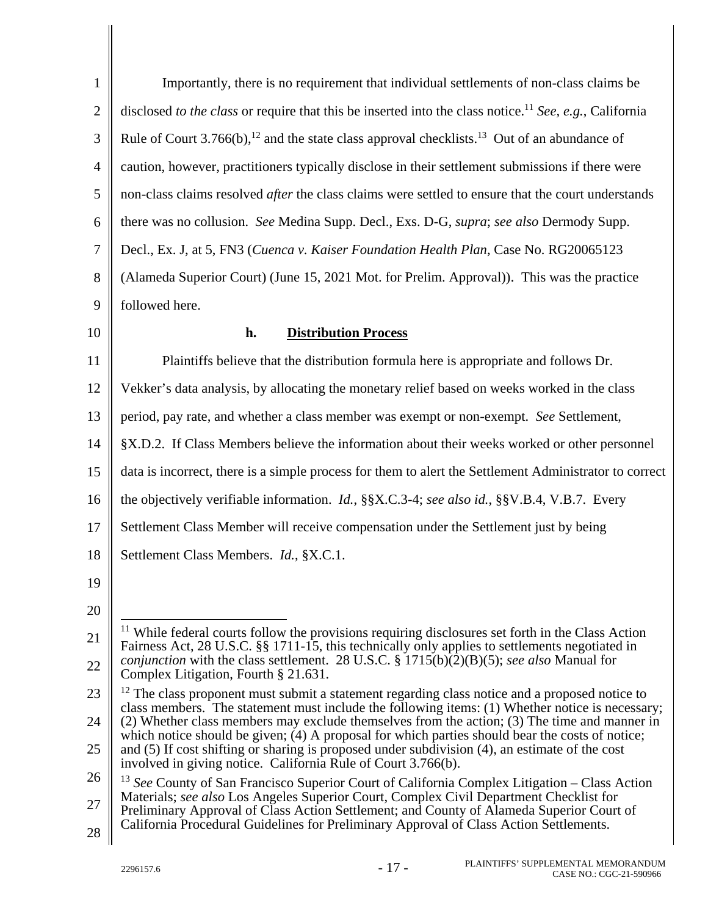Importantly, there is no requirement that individual settlements of non-class claims be disclosed *to the class* or require that this be inserted into the class notice.[11] *See, e.g.*, California Rule of Court 3.766(b),[12] and the state class approval checklists.[13] Out of an abundance of caution, however, practitioners typically disclose in their settlement submissions if there were non-class claims resolved *after* the class claims were settled to ensure that the court understands there was no collusion. *See* Medina Supp. Decl., Exs. D-G, *supra*; *see also* Dermody Supp. Decl., Ex. J, at 5, FN3 (*Cuenca v. Kaiser Foundation Health Plan*, Case No. RG20065123 (Alameda Superior Court) (June 15, 2021 Mot. for Prelim. Approval)). This was the practice followed here.

**h. Distribution Process**

Plaintiffs believe that the distribution formula here is appropriate and follows Dr. Vekker's data analysis, by allocating the monetary relief based on weeks worked in the class period, pay rate, and whether a class member was exempt or non-exempt. *See* Settlement, §X.D.2. If Class Members believe the information about their weeks worked or other personnel data is incorrect, there is a simple process for them to alert the Settlement Administrator to correct the objectively verifiable information. *Id.*, §§X.C.3-4; *see also id.*, §§V.B.4, V.B.7. Every Settlement Class Member will receive compensation under the Settlement just by being Settlement Class Members. *Id.*, §X.C.1.

---

[11] While federal courts follow the provisions requiring disclosures set forth in the Class Action Fairness Act, 28 U.S.C. §§ 1711-15, this technically only applies to settlements negotiated in *conjunction* with the class settlement. 28 U.S.C. § 1715(b)(2)(B)(5); *see also* Manual for Complex Litigation, Fourth § 21.631.

[12] The class proponent must submit a statement regarding class notice and a proposed notice to class members. The statement must include the following items: (1) Whether notice is necessary; (2) Whether class members may exclude themselves from the action; (3) The time and manner in which notice should be given; (4) A proposal for which parties should bear the costs of notice; and (5) If cost shifting or sharing is proposed under subdivision (4), an estimate of the cost involved in giving notice. California Rule of Court 3.766(b).

[13] *See* County of San Francisco Superior Court of California Complex Litigation – Class Action Materials; *see also* Los Angeles Superior Court, Complex Civil Department Checklist for Preliminary Approval of Class Action Settlement; and County of Alameda Superior Court of California Procedural Guidelines for Preliminary Approval of Class Action Settlements.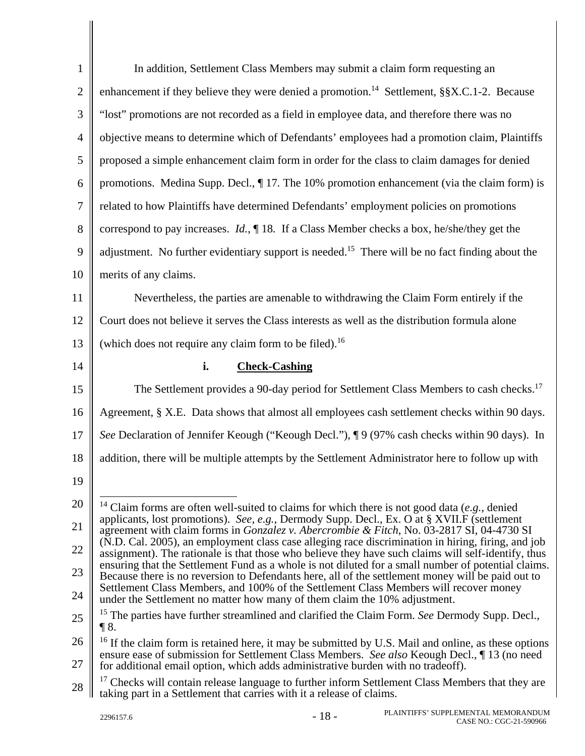In addition, Settlement Class Members may submit a claim form requesting an enhancement if they believe they were denied a promotion.[14] Settlement, §§X.C.1-2. Because "lost" promotions are not recorded as a field in employee data, and therefore there was no objective means to determine which of Defendants' employees had a promotion claim, Plaintiffs proposed a simple enhancement claim form in order for the class to claim damages for denied promotions. Medina Supp. Decl., ¶ 17. The 10% promotion enhancement (via the claim form) is related to how Plaintiffs have determined Defendants' employment policies on promotions correspond to pay increases. *Id.*, ¶ 18. If a Class Member checks a box, he/she/they get the adjustment. No further evidentiary support is needed.[15] There will be no fact finding about the merits of any claims.

Nevertheless, the parties are amenable to withdrawing the Claim Form entirely if the Court does not believe it serves the Class interests as well as the distribution formula alone (which does not require any claim form to be filed).[16]

#### i. **Check-Cashing**

The Settlement provides a 90-day period for Settlement Class Members to cash checks.[17] Agreement, § X.E. Data shows that almost all employees cash settlement checks within 90 days. *See* Declaration of Jennifer Keough ("Keough Decl."), ¶ 9 (97% cash checks within 90 days). In addition, there will be multiple attempts by the Settlement Administrator here to follow up with

---

[14] Claim forms are often well-suited to claims for which there is not good data (*e.g.*, denied applicants, lost promotions). *See, e.g.*, Dermody Supp. Decl., Ex. O at § XVII.F (settlement agreement with claim forms in *Gonzalez v. Abercrombie & Fitch*, No. 03-2817 SI, 04-4730 SI (N.D. Cal. 2005), an employment class case alleging race discrimination in hiring, firing, and job assignment). The rationale is that those who believe they have such claims will self-identify, thus ensuring that the Settlement Fund as a whole is not diluted for a small number of potential claims. Because there is no reversion to Defendants here, all of the settlement money will be paid out to Settlement Class Members, and 100% of the Settlement Class Members will recover money under the Settlement no matter how many of them claim the 10% adjustment.

[15] The parties have further streamlined and clarified the Claim Form. *See* Dermody Supp. Decl., ¶ 8.

[16] If the claim form is retained here, it may be submitted by U.S. Mail and online, as these options ensure ease of submission for Settlement Class Members. *See also* Keough Decl., ¶ 13 (no need for additional email option, which adds administrative burden with no tradeoff).

[17] Checks will contain release language to further inform Settlement Class Members that they are taking part in a Settlement that carries with it a release of claims.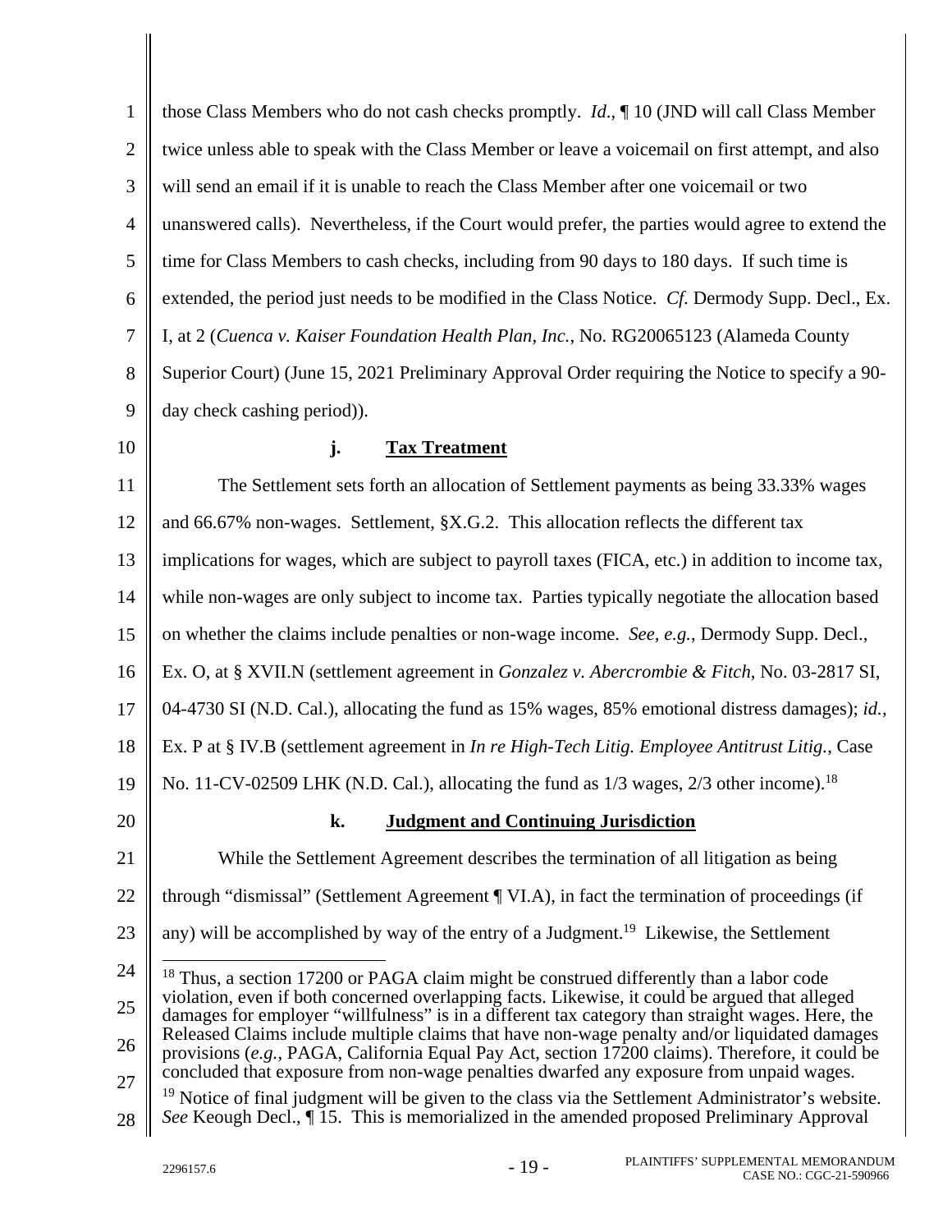those Class Members who do not cash checks promptly. *Id.*, ¶ 10 (JND will call Class Member twice unless able to speak with the Class Member or leave a voicemail on first attempt, and also will send an email if it is unable to reach the Class Member after one voicemail or two unanswered calls). Nevertheless, if the Court would prefer, the parties would agree to extend the time for Class Members to cash checks, including from 90 days to 180 days. If such time is extended, the period just needs to be modified in the Class Notice. *Cf.* Dermody Supp. Decl., Ex. I, at 2 (*Cuenca v. Kaiser Foundation Health Plan, Inc.*, No. RG20065123 (Alameda County Superior Court) (June 15, 2021 Preliminary Approval Order requiring the Notice to specify a 90-day check cashing period)).

#### j. <u>Tax Treatment</u>

The Settlement sets forth an allocation of Settlement payments as being 33.33% wages and 66.67% non-wages. Settlement, §X.G.2. This allocation reflects the different tax implications for wages, which are subject to payroll taxes (FICA, etc.) in addition to income tax, while non-wages are only subject to income tax. Parties typically negotiate the allocation based on whether the claims include penalties or non-wage income. *See, e.g.*, Dermody Supp. Decl., Ex. O, at § XVII.N (settlement agreement in *Gonzalez v. Abercrombie & Fitch*, No. 03-2817 SI, 04-4730 SI (N.D. Cal.), allocating the fund as 15% wages, 85% emotional distress damages); *id.*, Ex. P at § IV.B (settlement agreement in *In re High-Tech Litig. Employee Antitrust Litig.*, Case No. 11-CV-02509 LHK (N.D. Cal.), allocating the fund as 1/3 wages, 2/3 other income).[18]

#### k. <u>Judgment and Continuing Jurisdiction</u>

While the Settlement Agreement describes the termination of all litigation as being through "dismissal" (Settlement Agreement ¶ VI.A), in fact the termination of proceedings (if any) will be accomplished by way of the entry of a Judgment.[19] Likewise, the Settlement

---

[18] Thus, a section 17200 or PAGA claim might be construed differently than a labor code violation, even if both concerned overlapping facts. Likewise, it could be argued that alleged damages for employer "willfulness" is in a different tax category than straight wages. Here, the Released Claims include multiple claims that have non-wage penalty and/or liquidated damages provisions (*e.g.*, PAGA, California Equal Pay Act, section 17200 claims). Therefore, it could be concluded that exposure from non-wage penalties dwarfed any exposure from unpaid wages.

[19] Notice of final judgment will be given to the class via the Settlement Administrator's website. *See* Keough Decl., ¶ 15. This is memorialized in the amended proposed Preliminary Approval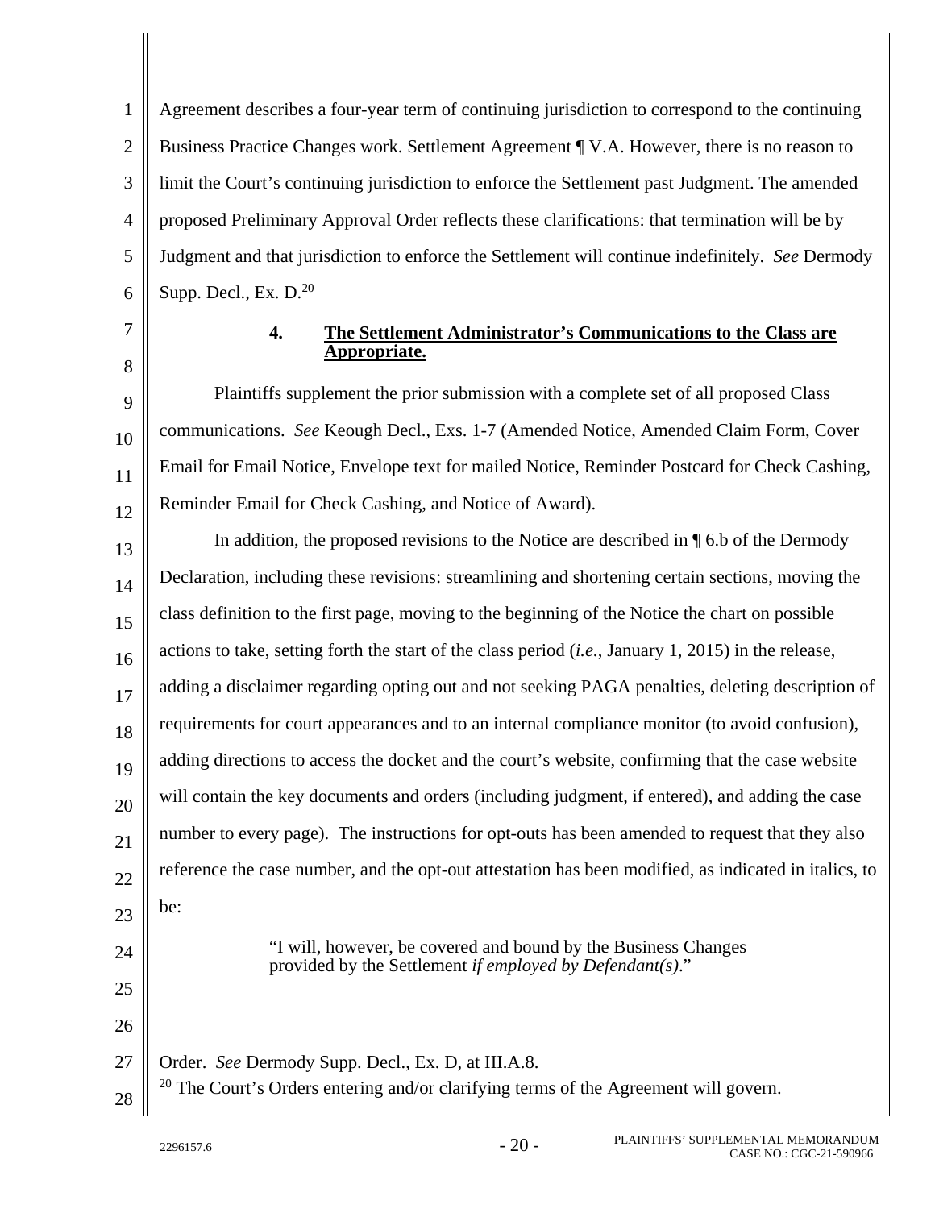Agreement describes a four-year term of continuing jurisdiction to correspond to the continuing Business Practice Changes work. Settlement Agreement ¶ V.A. However, there is no reason to limit the Court's continuing jurisdiction to enforce the Settlement past Judgment. The amended proposed Preliminary Approval Order reflects these clarifications: that termination will be by Judgment and that jurisdiction to enforce the Settlement will continue indefinitely. *See* Dermody Supp. Decl., Ex. D.[20]

### 4. **The Settlement Administrator's Communications to the Class are Appropriate.**

Plaintiffs supplement the prior submission with a complete set of all proposed Class communications. *See* Keough Decl., Exs. 1-7 (Amended Notice, Amended Claim Form, Cover Email for Email Notice, Envelope text for mailed Notice, Reminder Postcard for Check Cashing, Reminder Email for Check Cashing, and Notice of Award).

In addition, the proposed revisions to the Notice are described in ¶ 6.b of the Dermody Declaration, including these revisions: streamlining and shortening certain sections, moving the class definition to the first page, moving to the beginning of the Notice the chart on possible actions to take, setting forth the start of the class period (*i.e.*, January 1, 2015) in the release, adding a disclaimer regarding opting out and not seeking PAGA penalties, deleting description of requirements for court appearances and to an internal compliance monitor (to avoid confusion), adding directions to access the docket and the court's website, confirming that the case website will contain the key documents and orders (including judgment, if entered), and adding the case number to every page). The instructions for opt-outs has been amended to request that they also reference the case number, and the opt-out attestation has been modified, as indicated in italics, to be:

> "I will, however, be covered and bound by the Business Changes provided by the Settlement *if employed by Defendant(s)*."

---

Order. *See* Dermody Supp. Decl., Ex. D, at III.A.8.

[20] The Court's Orders entering and/or clarifying terms of the Agreement will govern.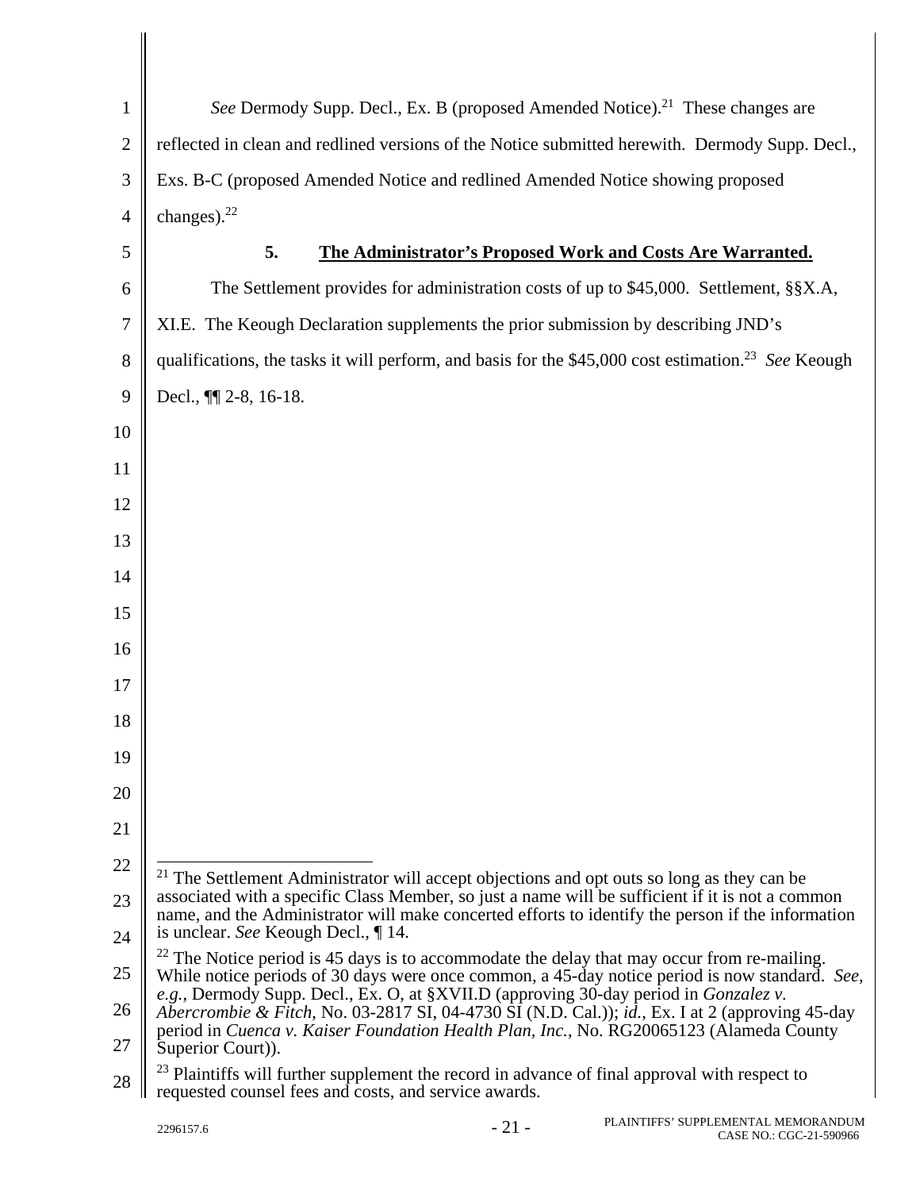*See* Dermody Supp. Decl., Ex. B (proposed Amended Notice).[21] These changes are reflected in clean and redlined versions of the Notice submitted herewith. Dermody Supp. Decl., Exs. B-C (proposed Amended Notice and redlined Amended Notice showing proposed changes).[22]

### 5. The Administrator's Proposed Work and Costs Are Warranted.

The Settlement provides for administration costs of up to $45,000. Settlement, §§X.A, XI.E. The Keough Declaration supplements the prior submission by describing JND's qualifications, the tasks it will perform, and basis for the $45,000 cost estimation.[23] *See* Keough Decl., ¶¶ 2-8, 16-18.

---

[21] The Settlement Administrator will accept objections and opt outs so long as they can be associated with a specific Class Member, so just a name will be sufficient if it is not a common name, and the Administrator will make concerted efforts to identify the person if the information is unclear. *See* Keough Decl., ¶ 14.

[22] The Notice period is 45 days is to accommodate the delay that may occur from re-mailing. While notice periods of 30 days were once common, a 45-day notice period is now standard. *See, e.g.*, Dermody Supp. Decl., Ex. O, at §XVII.D (approving 30-day period in *Gonzalez v. Abercrombie & Fitch*, No. 03-2817 SI, 04-4730 SI (N.D. Cal.)); *id.*, Ex. I at 2 (approving 45-day period in *Cuenca v. Kaiser Foundation Health Plan, Inc.*, No. RG20065123 (Alameda County Superior Court)).

[23] Plaintiffs will further supplement the record in advance of final approval with respect to requested counsel fees and costs, and service awards.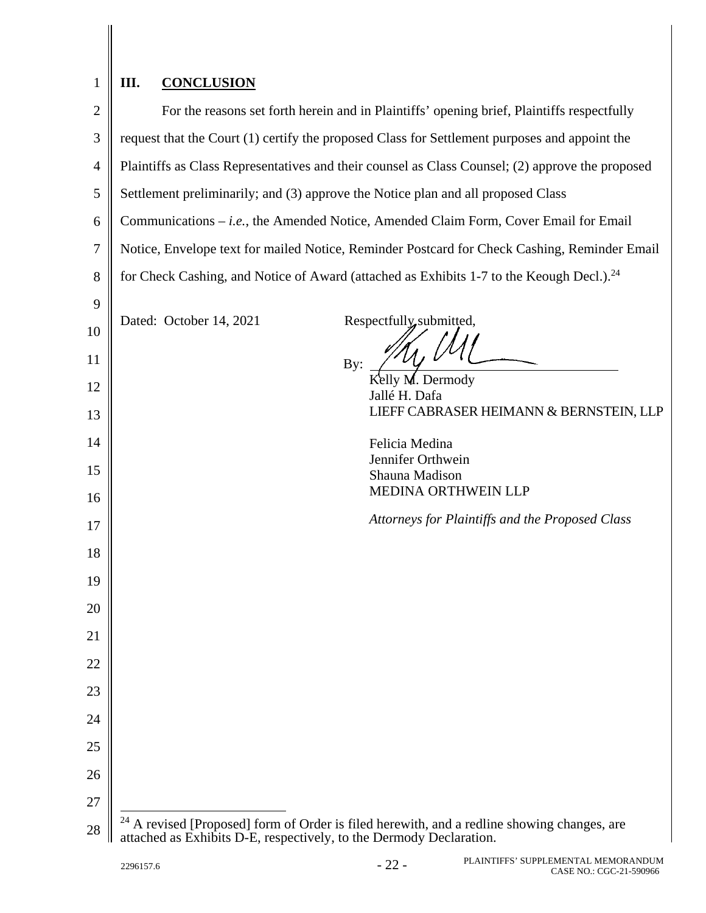## III. CONCLUSION

For the reasons set forth herein and in Plaintiffs' opening brief, Plaintiffs respectfully request that the Court (1) certify the proposed Class for Settlement purposes and appoint the Plaintiffs as Class Representatives and their counsel as Class Counsel; (2) approve the proposed Settlement preliminarily; and (3) approve the Notice plan and all proposed Class Communications – *i.e.*, the Amended Notice, Amended Claim Form, Cover Email for Email Notice, Envelope text for mailed Notice, Reminder Postcard for Check Cashing, Reminder Email for Check Cashing, and Notice of Award (attached as Exhibits 1-7 to the Keough Decl.).[24]

Dated: October 14, 2021

Respectfully submitted,

By: ______________________

Kelly M. Dermody
Jallé H. Dafa
LIEFF CABRASER HEIMANN & BERNSTEIN, LLP

Felicia Medina
Jennifer Orthwein
Shauna Madison
MEDINA ORTHWEIN LLP

*Attorneys for Plaintiffs and the Proposed Class*

---

[24] A revised [Proposed] form of Order is filed herewith, and a redline showing changes, are attached as Exhibits D-E, respectively, to the Dermody Declaration.